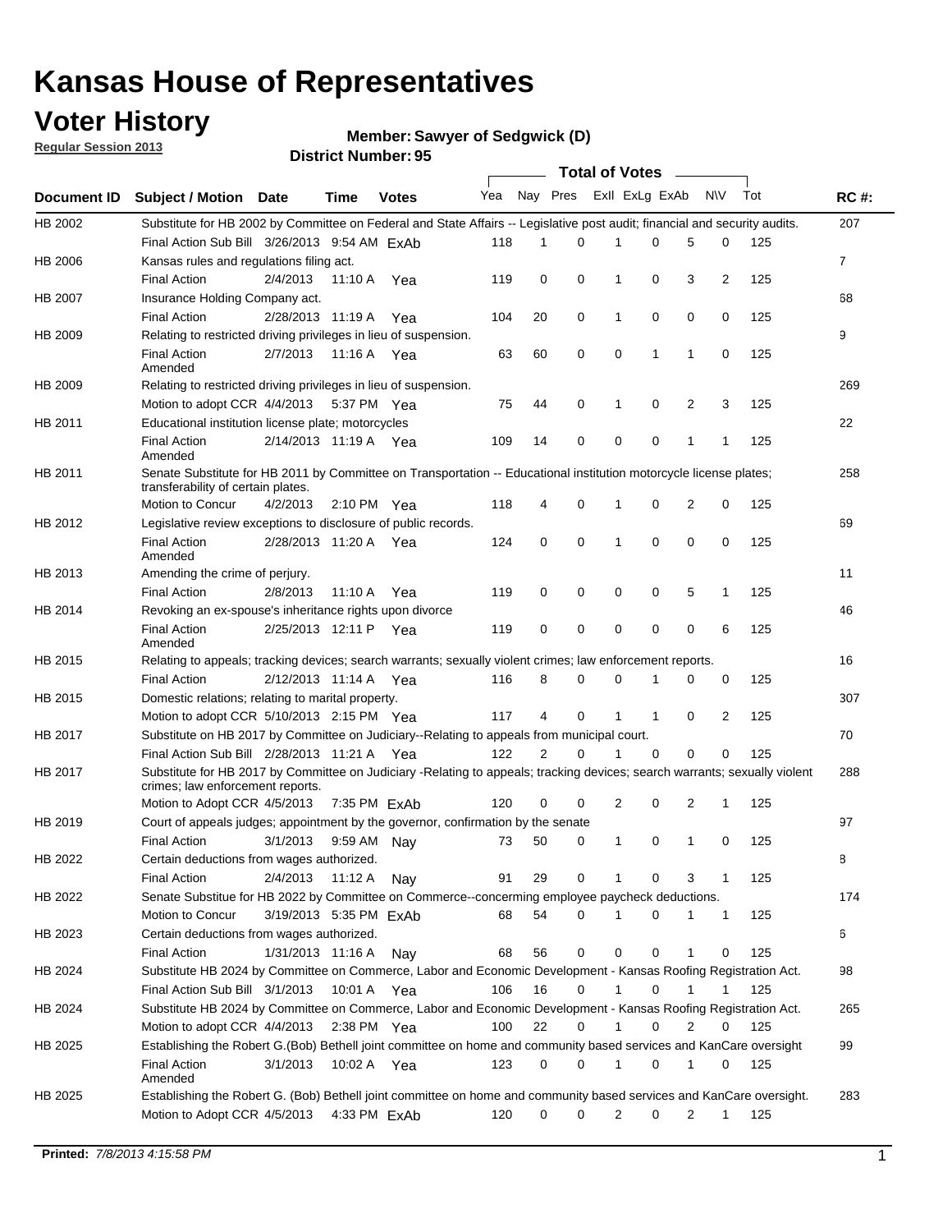# Kansas House of Representatives

## Voter History

**Regular Session 2013**

**Member: Sawyer of Sedgwick (D)**

**District Number: 95**

| Document ID | Subject / Motion | Date | Time | Votes | Yea | Nay | Pres | ExII | ExLg | ExAb | N\V | Tot | RC #: |
|---|---|---|---|---|---|---|---|---|---|---|---|---|---|
| HB 2002 | Substitute for HB 2002 by Committee on Federal and State Affairs -- Legislative post audit; financial and security audits. | | | | | | | | | | | | 207 |
| | Final Action Sub Bill | 3/26/2013 | 9:54 AM | ExAb | 118 | 1 | 0 | 1 | 0 | 5 | 0 | 125 | |
| HB 2006 | Kansas rules and regulations filing act. | | | | | | | | | | | | 7 |
| | Final Action | 2/4/2013 | 11:10 A | Yea | 119 | 0 | 0 | 1 | 0 | 3 | 2 | 125 | |
| HB 2007 | Insurance Holding Company act. | | | | | | | | | | | | 68 |
| | Final Action | 2/28/2013 | 11:19 A | Yea | 104 | 20 | 0 | 1 | 0 | 0 | 0 | 125 | |
| HB 2009 | Relating to restricted driving privileges in lieu of suspension. | | | | | | | | | | | | 9 |
| | Final Action Amended | 2/7/2013 | 11:16 A | Yea | 63 | 60 | 0 | 0 | 1 | 1 | 0 | 125 | |
| HB 2009 | Relating to restricted driving privileges in lieu of suspension. | | | | | | | | | | | | 269 |
| | Motion to adopt CCR | 4/4/2013 | 5:37 PM | Yea | 75 | 44 | 0 | 1 | 0 | 2 | 3 | 125 | |
| HB 2011 | Educational institution license plate; motorcycles | | | | | | | | | | | | 22 |
| | Final Action Amended | 2/14/2013 | 11:19 A | Yea | 109 | 14 | 0 | 0 | 0 | 1 | 1 | 125 | |
| HB 2011 | Senate Substitute for HB 2011 by Committee on Transportation -- Educational institution motorcycle license plates; transferability of certain plates. | | | | | | | | | | | | 258 |
| | Motion to Concur | 4/2/2013 | 2:10 PM | Yea | 118 | 4 | 0 | 1 | 0 | 2 | 0 | 125 | |
| HB 2012 | Legislative review exceptions to disclosure of public records. | | | | | | | | | | | | 69 |
| | Final Action Amended | 2/28/2013 | 11:20 A | Yea | 124 | 0 | 0 | 1 | 0 | 0 | 0 | 125 | |
| HB 2013 | Amending the crime of perjury. | | | | | | | | | | | | 11 |
| | Final Action | 2/8/2013 | 11:10 A | Yea | 119 | 0 | 0 | 0 | 0 | 5 | 1 | 125 | |
| HB 2014 | Revoking an ex-spouse's inheritance rights upon divorce | | | | | | | | | | | | 46 |
| | Final Action Amended | 2/25/2013 | 12:11 P | Yea | 119 | 0 | 0 | 0 | 0 | 0 | 6 | 125 | |
| HB 2015 | Relating to appeals; tracking devices; search warrants; sexually violent crimes; law enforcement reports. | | | | | | | | | | | | 16 |
| | Final Action | 2/12/2013 | 11:14 A | Yea | 116 | 8 | 0 | 0 | 1 | 0 | 0 | 125 | |
| HB 2015 | Domestic relations; relating to marital property. | | | | | | | | | | | | 307 |
| | Motion to adopt CCR | 5/10/2013 | 2:15 PM | Yea | 117 | 4 | 0 | 1 | 1 | 0 | 2 | 125 | |
| HB 2017 | Substitute on HB 2017 by Committee on Judiciary--Relating to appeals from municipal court. | | | | | | | | | | | | 70 |
| | Final Action Sub Bill | 2/28/2013 | 11:21 A | Yea | 122 | 2 | 0 | 1 | 0 | 0 | 0 | 125 | |
| HB 2017 | Substitute for HB 2017 by Committee on Judiciary -Relating to appeals; tracking devices; search warrants; sexually violent crimes; law enforcement reports. | | | | | | | | | | | | 288 |
| | Motion to Adopt CCR | 4/5/2013 | 7:35 PM | ExAb | 120 | 0 | 0 | 2 | 0 | 2 | 1 | 125 | |
| HB 2019 | Court of appeals judges; appointment by the governor, confirmation by the senate | | | | | | | | | | | | 97 |
| | Final Action | 3/1/2013 | 9:59 AM | Nay | 73 | 50 | 0 | 1 | 0 | 1 | 0 | 125 | |
| HB 2022 | Certain deductions from wages authorized. | | | | | | | | | | | | 8 |
| | Final Action | 2/4/2013 | 11:12 A | Nay | 91 | 29 | 0 | 1 | 0 | 3 | 1 | 125 | |
| HB 2022 | Senate Substitue for HB 2022 by Committee on Commerce--concerning employee paycheck deductions. | | | | | | | | | | | | 174 |
| | Motion to Concur | 3/19/2013 | 5:35 PM | ExAb | 68 | 54 | 0 | 1 | 0 | 1 | 1 | 125 | |
| HB 2023 | Certain deductions from wages authorized. | | | | | | | | | | | | 6 |
| | Final Action | 1/31/2013 | 11:16 A | Nay | 68 | 56 | 0 | 0 | 0 | 1 | 0 | 125 | |
| HB 2024 | Substitute HB 2024 by Committee on Commerce, Labor and Economic Development - Kansas Roofing Registration Act. | | | | | | | | | | | | 98 |
| | Final Action Sub Bill | 3/1/2013 | 10:01 A | Yea | 106 | 16 | 0 | 1 | 0 | 1 | 1 | 125 | |
| HB 2024 | Substitute HB 2024 by Committee on Commerce, Labor and Economic Development - Kansas Roofing Registration Act. | | | | | | | | | | | | 265 |
| | Motion to adopt CCR | 4/4/2013 | 2:38 PM | Yea | 100 | 22 | 0 | 1 | 0 | 2 | 0 | 125 | |
| HB 2025 | Establishing the Robert G.(Bob) Bethell joint committee on home and community based services and KanCare oversight | | | | | | | | | | | | 99 |
| | Final Action Amended | 3/1/2013 | 10:02 A | Yea | 123 | 0 | 0 | 1 | 0 | 1 | 0 | 125 | |
| HB 2025 | Establishing the Robert G. (Bob) Bethell joint committee on home and community based services and KanCare oversight. | | | | | | | | | | | | 283 |
| | Motion to Adopt CCR | 4/5/2013 | 4:33 PM | ExAb | 120 | 0 | 0 | 2 | 0 | 2 | 1 | 125 | |

**Printed:** *7/8/2013 4:15:58 PM*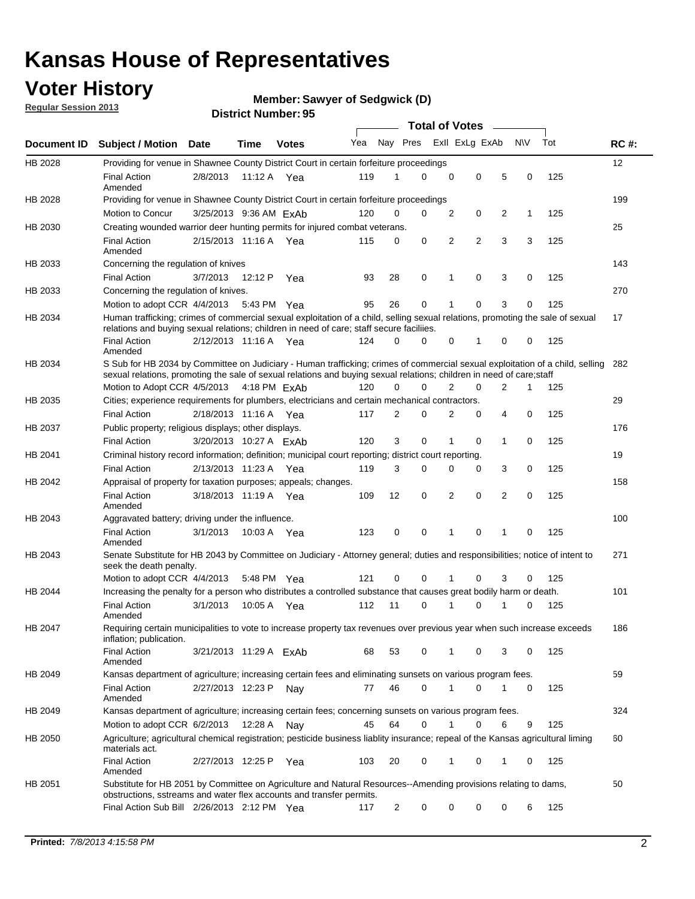# Kansas House of Representatives

## Voter History

**Regular Session 2013**

**Member: Sawyer of Sedgwick (D)**

**District Number: 95**

| Document ID | Subject / Motion | Date | Time | Votes | Yea | Nay | Pres | ExII | ExLg | ExAb | N\V | Tot | RC #: |
|---|---|---|---|---|---|---|---|---|---|---|---|---|---|
| HB 2028 | Providing for venue in Shawnee County District Court in certain forfeiture proceedings | | | | | | | | | | | | 12 |
| | Final Action Amended | 2/8/2013 | 11:12 A | Yea | 119 | 1 | 0 | 0 | 0 | 5 | 0 | 125 | |
| HB 2028 | Providing for venue in Shawnee County District Court in certain forfeiture proceedings | | | | | | | | | | | | 199 |
| | Motion to Concur | 3/25/2013 | 9:36 AM | ExAb | 120 | 0 | 0 | 2 | 0 | 2 | 1 | 125 | |
| HB 2030 | Creating wounded warrior deer hunting permits for injured combat veterans. | | | | | | | | | | | | 25 |
| | Final Action Amended | 2/15/2013 | 11:16 A | Yea | 115 | 0 | 0 | 2 | 2 | 3 | 3 | 125 | |
| HB 2033 | Concerning the regulation of knives | | | | | | | | | | | | 143 |
| | Final Action | 3/7/2013 | 12:12 P | Yea | 93 | 28 | 0 | 1 | 0 | 3 | 0 | 125 | |
| HB 2033 | Concerning the regulation of knives. | | | | | | | | | | | | 270 |
| | Motion to adopt CCR | 4/4/2013 | 5:43 PM | Yea | 95 | 26 | 0 | 1 | 0 | 3 | 0 | 125 | |
| HB 2034 | Human trafficking; crimes of commercial sexual exploitation of a child, selling sexual relations, promoting the sale of sexual relations and buying sexual relations; children in need of care; staff secure faciliies. | | | | | | | | | | | | 17 |
| | Final Action Amended | 2/12/2013 | 11:16 A | Yea | 124 | 0 | 0 | 0 | 1 | 0 | 0 | 125 | |
| HB 2034 | S Sub for HB 2034 by Committee on Judiciary - Human trafficking; crimes of commercial sexual exploitation of a child, selling sexual relations, promoting the sale of sexual relations and buying sexual relations; children in need of care;staff | | | | | | | | | | | | 282 |
| | Motion to Adopt CCR | 4/5/2013 | 4:18 PM | ExAb | 120 | 0 | 0 | 2 | 0 | 2 | 1 | 125 | |
| HB 2035 | Cities; experience requirements for plumbers, electricians and certain mechanical contractors. | | | | | | | | | | | | 29 |
| | Final Action | 2/18/2013 | 11:16 A | Yea | 117 | 2 | 0 | 2 | 0 | 4 | 0 | 125 | |
| HB 2037 | Public property; religious displays; other displays. | | | | | | | | | | | | 176 |
| | Final Action | 3/20/2013 | 10:27 A | ExAb | 120 | 3 | 0 | 1 | 0 | 1 | 0 | 125 | |
| HB 2041 | Criminal history record information; definition; municipal court reporting; district court reporting. | | | | | | | | | | | | 19 |
| | Final Action | 2/13/2013 | 11:23 A | Yea | 119 | 3 | 0 | 0 | 0 | 3 | 0 | 125 | |
| HB 2042 | Appraisal of property for taxation purposes; appeals; changes. | | | | | | | | | | | | 158 |
| | Final Action Amended | 3/18/2013 | 11:19 A | Yea | 109 | 12 | 0 | 2 | 0 | 2 | 0 | 125 | |
| HB 2043 | Aggravated battery; driving under the influence. | | | | | | | | | | | | 100 |
| | Final Action Amended | 3/1/2013 | 10:03 A | Yea | 123 | 0 | 0 | 1 | 0 | 1 | 0 | 125 | |
| HB 2043 | Senate Substitute for HB 2043 by Committee on Judiciary - Attorney general; duties and responsibilities; notice of intent to seek the death penalty. | | | | | | | | | | | | 271 |
| | Motion to adopt CCR | 4/4/2013 | 5:48 PM | Yea | 121 | 0 | 0 | 1 | 0 | 3 | 0 | 125 | |
| HB 2044 | Increasing the penalty for a person who distributes a controlled substance that causes great bodily harm or death. | | | | | | | | | | | | 101 |
| | Final Action Amended | 3/1/2013 | 10:05 A | Yea | 112 | 11 | 0 | 1 | 0 | 1 | 0 | 125 | |
| HB 2047 | Requiring certain municipalities to vote to increase property tax revenues over previous year when such increase exceeds inflation; publication. | | | | | | | | | | | | 186 |
| | Final Action Amended | 3/21/2013 | 11:29 A | ExAb | 68 | 53 | 0 | 1 | 0 | 3 | 0 | 125 | |
| HB 2049 | Kansas department of agriculture; increasing certain fees and eliminating sunsets on various program fees. | | | | | | | | | | | | 59 |
| | Final Action Amended | 2/27/2013 | 12:23 P | Nay | 77 | 46 | 0 | 1 | 0 | 1 | 0 | 125 | |
| HB 2049 | Kansas department of agriculture; increasing certain fees; concerning sunsets on various program fees. | | | | | | | | | | | | 324 |
| | Motion to adopt CCR | 6/2/2013 | 12:28 A | Nay | 45 | 64 | 0 | 1 | 0 | 6 | 9 | 125 | |
| HB 2050 | Agriculture; agricultural chemical registration; pesticide business liablity insurance; repeal of the Kansas agricultural liming materials act. | | | | | | | | | | | | 60 |
| | Final Action Amended | 2/27/2013 | 12:25 P | Yea | 103 | 20 | 0 | 1 | 0 | 1 | 0 | 125 | |
| HB 2051 | Substitute for HB 2051 by Committee on Agriculture and Natural Resources--Amending provisions relating to dams, obstructions, sstreams and water flex accounts and transfer permits. | | | | | | | | | | | | 50 |
| | Final Action Sub Bill | 2/26/2013 | 2:12 PM | Yea | 117 | 2 | 0 | 0 | 0 | 0 | 6 | 125 | |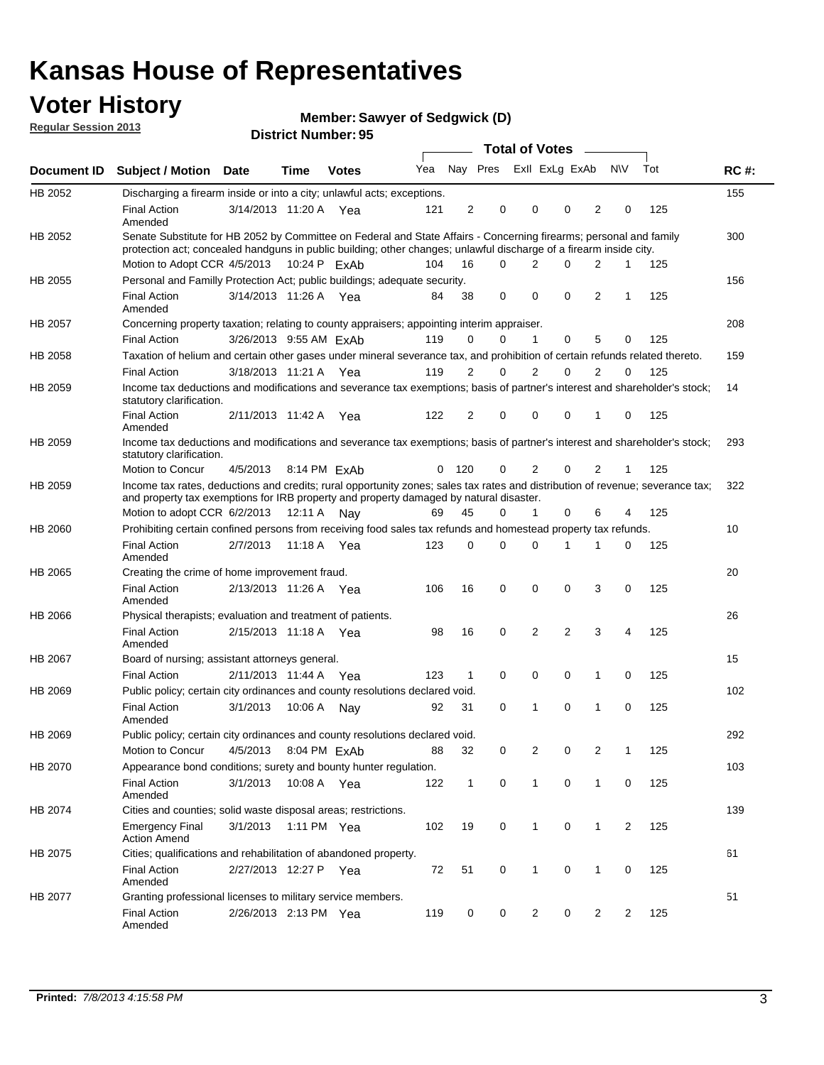# Kansas House of Representatives

## Voter History

**Regular Session 2013**

**Member: Sawyer of Sedgwick (D)**

**District Number: 95**

| Document ID | Subject / Motion | Date | Time | Votes | Yea | Nay | Pres | ExII | ExLg | ExAb | N\V | Tot | RC #: |
|---|---|---|---|---|---|---|---|---|---|---|---|---|---|
| HB 2052 | Discharging a firearm inside or into a city; unlawful acts; exceptions. | | | | | | | | | | | | 155 |
| | Final Action Amended | 3/14/2013 | 11:20 A | Yea | 121 | 2 | 0 | 0 | 0 | 2 | 0 | 125 | |
| HB 2052 | Senate Substitute for HB 2052 by Committee on Federal and State Affairs - Concerning firearms; personal and family protection act; concealed handguns in public building; other changes; unlawful discharge of a firearm inside city. | | | | | | | | | | | | 300 |
| | Motion to Adopt CCR | 4/5/2013 | 10:24 P | ExAb | 104 | 16 | 0 | 2 | 0 | 2 | 1 | 125 | |
| HB 2055 | Personal and Familly Protection Act; public buildings; adequate security. | | | | | | | | | | | | 156 |
| | Final Action Amended | 3/14/2013 | 11:26 A | Yea | 84 | 38 | 0 | 0 | 0 | 2 | 1 | 125 | |
| HB 2057 | Concerning property taxation; relating to county appraisers; appointing interim appraiser. | | | | | | | | | | | | 208 |
| | Final Action | 3/26/2013 | 9:55 AM | ExAb | 119 | 0 | 0 | 1 | 0 | 5 | 0 | 125 | |
| HB 2058 | Taxation of helium and certain other gases under mineral severance tax, and prohibition of certain refunds related thereto. | | | | | | | | | | | | 159 |
| | Final Action | 3/18/2013 | 11:21 A | Yea | 119 | 2 | 0 | 2 | 0 | 2 | 0 | 125 | |
| HB 2059 | Income tax deductions and modifications and severance tax exemptions; basis of partner's interest and shareholder's stock; statutory clarification. | | | | | | | | | | | | 14 |
| | Final Action Amended | 2/11/2013 | 11:42 A | Yea | 122 | 2 | 0 | 0 | 0 | 1 | 0 | 125 | |
| HB 2059 | Income tax deductions and modifications and severance tax exemptions; basis of partner's interest and shareholder's stock; statutory clarification. | | | | | | | | | | | | 293 |
| | Motion to Concur | 4/5/2013 | 8:14 PM | ExAb | 0 | 120 | 0 | 2 | 0 | 2 | 1 | 125 | |
| HB 2059 | Income tax rates, deductions and credits; rural opportunity zones; sales tax rates and distribution of revenue; severance tax; and property tax exemptions for IRB property and property damaged by natural disaster. | | | | | | | | | | | | 322 |
| | Motion to adopt CCR | 6/2/2013 | 12:11 A | Nay | 69 | 45 | 0 | 1 | 0 | 6 | 4 | 125 | |
| HB 2060 | Prohibiting certain confined persons from receiving food sales tax refunds and homestead property tax refunds. | | | | | | | | | | | | 10 |
| | Final Action Amended | 2/7/2013 | 11:18 A | Yea | 123 | 0 | 0 | 0 | 1 | 1 | 0 | 125 | |
| HB 2065 | Creating the crime of home improvement fraud. | | | | | | | | | | | | 20 |
| | Final Action Amended | 2/13/2013 | 11:26 A | Yea | 106 | 16 | 0 | 0 | 0 | 3 | 0 | 125 | |
| HB 2066 | Physical therapists; evaluation and treatment of patients. | | | | | | | | | | | | 26 |
| | Final Action Amended | 2/15/2013 | 11:18 A | Yea | 98 | 16 | 0 | 2 | 2 | 3 | 4 | 125 | |
| HB 2067 | Board of nursing; assistant attorneys general. | | | | | | | | | | | | 15 |
| | Final Action | 2/11/2013 | 11:44 A | Yea | 123 | 1 | 0 | 0 | 0 | 1 | 0 | 125 | |
| HB 2069 | Public policy; certain city ordinances and county resolutions declared void. | | | | | | | | | | | | 102 |
| | Final Action Amended | 3/1/2013 | 10:06 A | Nay | 92 | 31 | 0 | 1 | 0 | 1 | 0 | 125 | |
| HB 2069 | Public policy; certain city ordinances and county resolutions declared void. | | | | | | | | | | | | 292 |
| | Motion to Concur | 4/5/2013 | 8:04 PM | ExAb | 88 | 32 | 0 | 2 | 0 | 2 | 1 | 125 | |
| HB 2070 | Appearance bond conditions; surety and bounty hunter regulation. | | | | | | | | | | | | 103 |
| | Final Action Amended | 3/1/2013 | 10:08 A | Yea | 122 | 1 | 0 | 1 | 0 | 1 | 0 | 125 | |
| HB 2074 | Cities and counties; solid waste disposal areas; restrictions. | | | | | | | | | | | | 139 |
| | Emergency Final Action Amend | 3/1/2013 | 1:11 PM | Yea | 102 | 19 | 0 | 1 | 0 | 1 | 2 | 125 | |
| HB 2075 | Cities; qualifications and rehabilitation of abandoned property. | | | | | | | | | | | | 61 |
| | Final Action Amended | 2/27/2013 | 12:27 P | Yea | 72 | 51 | 0 | 1 | 0 | 1 | 0 | 125 | |
| HB 2077 | Granting professional licenses to military service members. | | | | | | | | | | | | 51 |
| | Final Action Amended | 2/26/2013 | 2:13 PM | Yea | 119 | 0 | 0 | 2 | 0 | 2 | 2 | 125 | |

**Printed:** *7/8/2013 4:15:58 PM*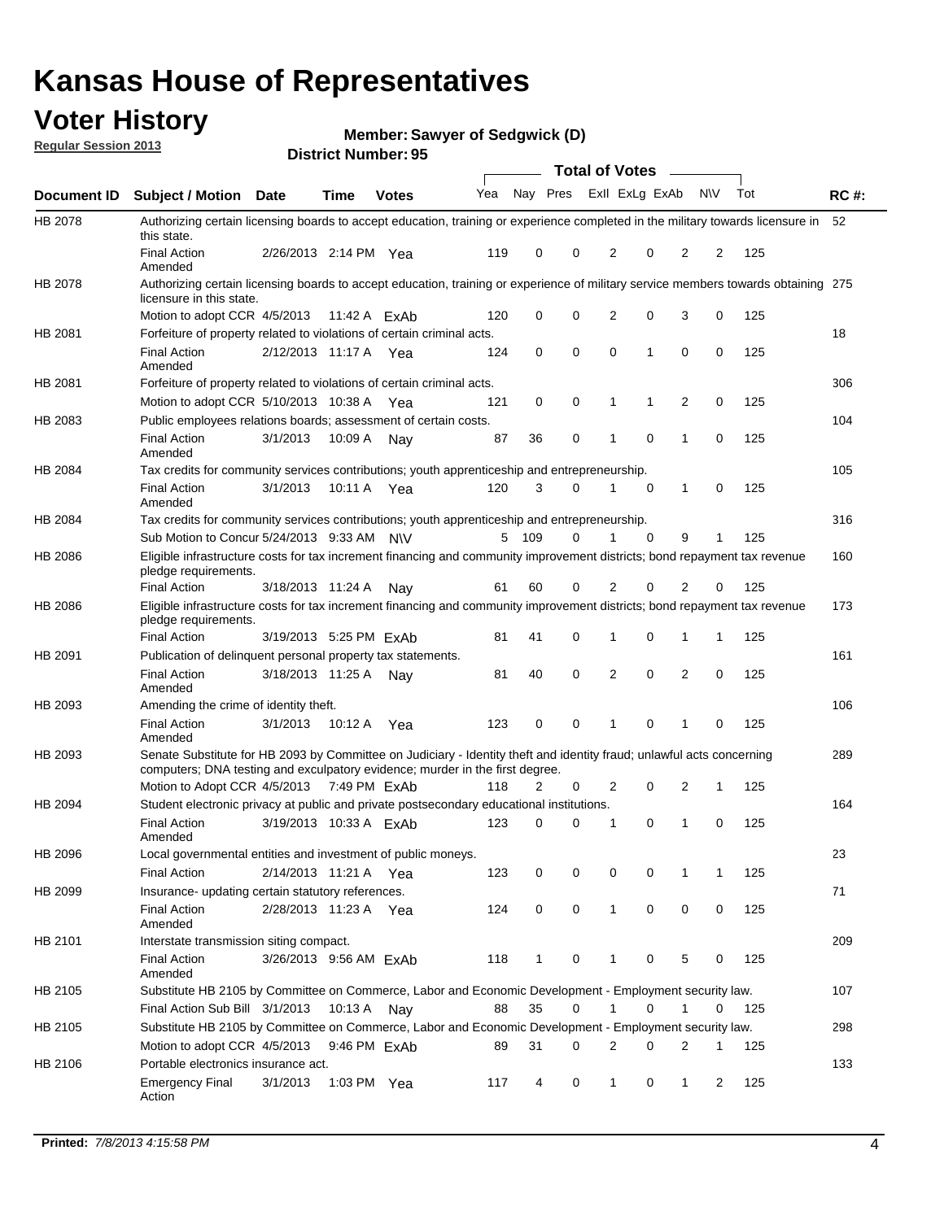# Kansas House of Representatives

## Voter History

**Regular Session 2013**

**Member: Sawyer of Sedgwick (D)**

**District Number: 95**

| Document ID | Subject / Motion | Date | Time | Votes | Yea | Nay | Pres | ExII | ExLg | ExAb | N\V | Tot | RC #: |
|---|---|---|---|---|---|---|---|---|---|---|---|---|---|
| HB 2078 | Authorizing certain licensing boards to accept education, training or experience completed in the military towards licensure in this state. | | | | | | | | | | | | 52 |
| | Final Action Amended | 2/26/2013 | 2:14 PM | Yea | 119 | 0 | 0 | 2 | 0 | 2 | 2 | 125 | |
| HB 2078 | Authorizing certain licensing boards to accept education, training or experience of military service members towards obtaining licensure in this state. | | | | | | | | | | | | 275 |
| | Motion to adopt CCR | 4/5/2013 | 11:42 A | ExAb | 120 | 0 | 0 | 2 | 0 | 3 | 0 | 125 | |
| HB 2081 | Forfeiture of property related to violations of certain criminal acts. | | | | | | | | | | | | 18 |
| | Final Action Amended | 2/12/2013 | 11:17 A | Yea | 124 | 0 | 0 | 0 | 1 | 0 | 0 | 125 | |
| HB 2081 | Forfeiture of property related to violations of certain criminal acts. | | | | | | | | | | | | 306 |
| | Motion to adopt CCR | 5/10/2013 | 10:38 A | Yea | 121 | 0 | 0 | 1 | 1 | 2 | 0 | 125 | |
| HB 2083 | Public employees relations boards; assessment of certain costs. | | | | | | | | | | | | 104 |
| | Final Action Amended | 3/1/2013 | 10:09 A | Nay | 87 | 36 | 0 | 1 | 0 | 1 | 0 | 125 | |
| HB 2084 | Tax credits for community services contributions; youth apprenticeship and entrepreneurship. | | | | | | | | | | | | 105 |
| | Final Action Amended | 3/1/2013 | 10:11 A | Yea | 120 | 3 | 0 | 1 | 0 | 1 | 0 | 125 | |
| HB 2084 | Tax credits for community services contributions; youth apprenticeship and entrepreneurship. | | | | | | | | | | | | 316 |
| | Sub Motion to Concur | 5/24/2013 | 9:33 AM | N\V | 5 | 109 | 0 | 1 | 0 | 9 | 1 | 125 | |
| HB 2086 | Eligible infrastructure costs for tax increment financing and community improvement districts; bond repayment tax revenue pledge requirements. | | | | | | | | | | | | 160 |
| | Final Action | 3/18/2013 | 11:24 A | Nay | 61 | 60 | 0 | 2 | 0 | 2 | 0 | 125 | |
| HB 2086 | Eligible infrastructure costs for tax increment financing and community improvement districts; bond repayment tax revenue pledge requirements. | | | | | | | | | | | | 173 |
| | Final Action | 3/19/2013 | 5:25 PM | ExAb | 81 | 41 | 0 | 1 | 0 | 1 | 1 | 125 | |
| HB 2091 | Publication of delinquent personal property tax statements. | | | | | | | | | | | | 161 |
| | Final Action Amended | 3/18/2013 | 11:25 A | Nay | 81 | 40 | 0 | 2 | 0 | 2 | 0 | 125 | |
| HB 2093 | Amending the crime of identity theft. | | | | | | | | | | | | 106 |
| | Final Action Amended | 3/1/2013 | 10:12 A | Yea | 123 | 0 | 0 | 1 | 0 | 1 | 0 | 125 | |
| HB 2093 | Senate Substitute for HB 2093 by Committee on Judiciary - Identity theft and identity fraud; unlawful acts concerning computers; DNA testing and exculpatory evidence; murder in the first degree. | | | | | | | | | | | | 289 |
| | Motion to Adopt CCR | 4/5/2013 | 7:49 PM | ExAb | 118 | 2 | 0 | 2 | 0 | 2 | 1 | 125 | |
| HB 2094 | Student electronic privacy at public and private postsecondary educational institutions. | | | | | | | | | | | | 164 |
| | Final Action Amended | 3/19/2013 | 10:33 A | ExAb | 123 | 0 | 0 | 1 | 0 | 1 | 0 | 125 | |
| HB 2096 | Local governmental entities and investment of public moneys. | | | | | | | | | | | | 23 |
| | Final Action | 2/14/2013 | 11:21 A | Yea | 123 | 0 | 0 | 0 | 0 | 1 | 1 | 125 | |
| HB 2099 | Insurance- updating certain statutory references. | | | | | | | | | | | | 71 |
| | Final Action Amended | 2/28/2013 | 11:23 A | Yea | 124 | 0 | 0 | 1 | 0 | 0 | 0 | 125 | |
| HB 2101 | Interstate transmission siting compact. | | | | | | | | | | | | 209 |
| | Final Action Amended | 3/26/2013 | 9:56 AM | ExAb | 118 | 1 | 0 | 1 | 0 | 5 | 0 | 125 | |
| HB 2105 | Substitute HB 2105 by Committee on Commerce, Labor and Economic Development - Employment security law. | | | | | | | | | | | | 107 |
| | Final Action Sub Bill | 3/1/2013 | 10:13 A | Nay | 88 | 35 | 0 | 1 | 0 | 1 | 0 | 125 | |
| HB 2105 | Substitute HB 2105 by Committee on Commerce, Labor and Economic Development - Employment security law. | | | | | | | | | | | | 298 |
| | Motion to adopt CCR | 4/5/2013 | 9:46 PM | ExAb | 89 | 31 | 0 | 2 | 0 | 2 | 1 | 125 | |
| HB 2106 | Portable electronics insurance act. | | | | | | | | | | | | 133 |
| | Emergency Final Action | 3/1/2013 | 1:03 PM | Yea | 117 | 4 | 0 | 1 | 0 | 1 | 2 | 125 | |

**Printed:** *7/8/2013 4:15:58 PM*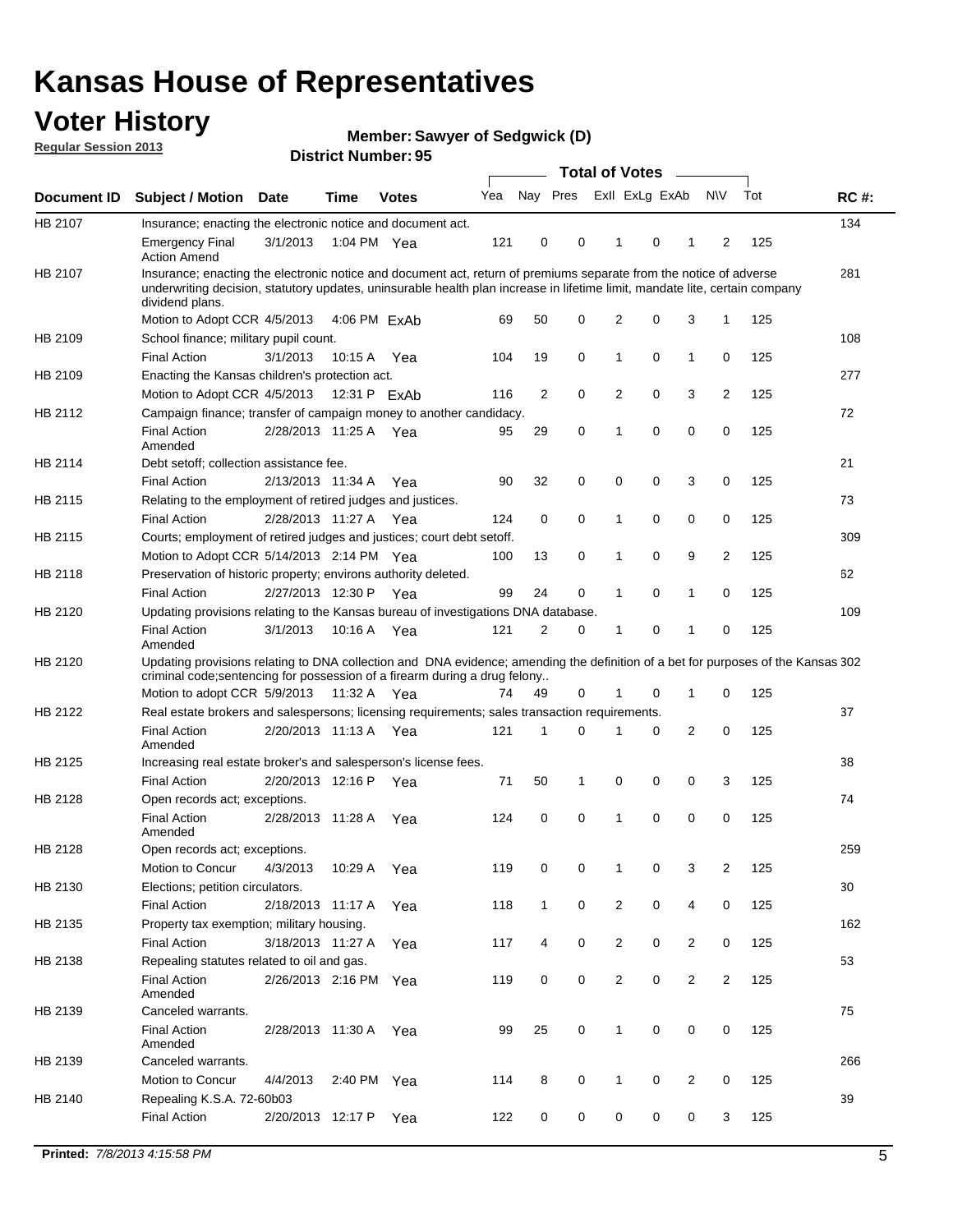# Kansas House of Representatives

## Voter History

**Regular Session 2013**

**Member: Sawyer of Sedgwick (D)**

**District Number: 95**

| Document ID | Subject / Motion | Date | Time | Votes | Yea | Nay | Pres | ExlI | ExLg | ExAb | N\V | Tot | RC #: |
|---|---|---|---|---|---|---|---|---|---|---|---|---|---|
| HB 2107 | Insurance; enacting the electronic notice and document act. | | | | | | | | | | | | 134 |
| | Emergency Final Action Amend | 3/1/2013 | 1:04 PM | Yea | 121 | 0 | 0 | 1 | 0 | 1 | 2 | 125 | |
| HB 2107 | Insurance; enacting the electronic notice and document act, return of premiums separate from the notice of adverse underwriting decision, statutory updates, uninsurable health plan increase in lifetime limit, mandate lite, certain company dividend plans. | | | | | | | | | | | | 281 |
| | Motion to Adopt CCR | 4/5/2013 | 4:06 PM | ExAb | 69 | 50 | 0 | 2 | 0 | 3 | 1 | 125 | |
| HB 2109 | School finance; military pupil count. | | | | | | | | | | | | 108 |
| | Final Action | 3/1/2013 | 10:15 A | Yea | 104 | 19 | 0 | 1 | 0 | 1 | 0 | 125 | |
| HB 2109 | Enacting the Kansas children's protection act. | | | | | | | | | | | | 277 |
| | Motion to Adopt CCR | 4/5/2013 | 12:31 P | ExAb | 116 | 2 | 0 | 2 | 0 | 3 | 2 | 125 | |
| HB 2112 | Campaign finance; transfer of campaign money to another candidacy. | | | | | | | | | | | | 72 |
| | Final Action Amended | 2/28/2013 | 11:25 A | Yea | 95 | 29 | 0 | 1 | 0 | 0 | 0 | 125 | |
| HB 2114 | Debt setoff; collection assistance fee. | | | | | | | | | | | | 21 |
| | Final Action | 2/13/2013 | 11:34 A | Yea | 90 | 32 | 0 | 0 | 0 | 3 | 0 | 125 | |
| HB 2115 | Relating to the employment of retired judges and justices. | | | | | | | | | | | | 73 |
| | Final Action | 2/28/2013 | 11:27 A | Yea | 124 | 0 | 0 | 1 | 0 | 0 | 0 | 125 | |
| HB 2115 | Courts; employment of retired judges and justices; court debt setoff. | | | | | | | | | | | | 309 |
| | Motion to Adopt CCR | 5/14/2013 | 2:14 PM | Yea | 100 | 13 | 0 | 1 | 0 | 9 | 2 | 125 | |
| HB 2118 | Preservation of historic property; environs authority deleted. | | | | | | | | | | | | 62 |
| | Final Action | 2/27/2013 | 12:30 P | Yea | 99 | 24 | 0 | 1 | 0 | 1 | 0 | 125 | |
| HB 2120 | Updating provisions relating to the Kansas bureau of investigations DNA database. | | | | | | | | | | | | 109 |
| | Final Action Amended | 3/1/2013 | 10:16 A | Yea | 121 | 2 | 0 | 1 | 0 | 1 | 0 | 125 | |
| HB 2120 | Updating provisions relating to DNA collection and DNA evidence; amending the definition of a bet for purposes of the Kansas criminal code;sentencing for possession of a firearm during a drug felony.. | | | | | | | | | | | | 302 |
| | Motion to adopt CCR | 5/9/2013 | 11:32 A | Yea | 74 | 49 | 0 | 1 | 0 | 1 | 0 | 125 | |
| HB 2122 | Real estate brokers and salespersons; licensing requirements; sales transaction requirements. | | | | | | | | | | | | 37 |
| | Final Action Amended | 2/20/2013 | 11:13 A | Yea | 121 | 1 | 0 | 1 | 0 | 2 | 0 | 125 | |
| HB 2125 | Increasing real estate broker's and salesperson's license fees. | | | | | | | | | | | | 38 |
| | Final Action | 2/20/2013 | 12:16 P | Yea | 71 | 50 | 1 | 0 | 0 | 0 | 3 | 125 | |
| HB 2128 | Open records act; exceptions. | | | | | | | | | | | | 74 |
| | Final Action Amended | 2/28/2013 | 11:28 A | Yea | 124 | 0 | 0 | 1 | 0 | 0 | 0 | 125 | |
| HB 2128 | Open records act; exceptions. | | | | | | | | | | | | 259 |
| | Motion to Concur | 4/3/2013 | 10:29 A | Yea | 119 | 0 | 0 | 1 | 0 | 3 | 2 | 125 | |
| HB 2130 | Elections; petition circulators. | | | | | | | | | | | | 30 |
| | Final Action | 2/18/2013 | 11:17 A | Yea | 118 | 1 | 0 | 2 | 0 | 4 | 0 | 125 | |
| HB 2135 | Property tax exemption; military housing. | | | | | | | | | | | | 162 |
| | Final Action | 3/18/2013 | 11:27 A | Yea | 117 | 4 | 0 | 2 | 0 | 2 | 0 | 125 | |
| HB 2138 | Repealing statutes related to oil and gas. | | | | | | | | | | | | 53 |
| | Final Action Amended | 2/26/2013 | 2:16 PM | Yea | 119 | 0 | 0 | 2 | 0 | 2 | 2 | 125 | |
| HB 2139 | Canceled warrants. | | | | | | | | | | | | 75 |
| | Final Action Amended | 2/28/2013 | 11:30 A | Yea | 99 | 25 | 0 | 1 | 0 | 0 | 0 | 125 | |
| HB 2139 | Canceled warrants. | | | | | | | | | | | | 266 |
| | Motion to Concur | 4/4/2013 | 2:40 PM | Yea | 114 | 8 | 0 | 1 | 0 | 2 | 0 | 125 | |
| HB 2140 | Repealing K.S.A. 72-60b03 | | | | | | | | | | | | 39 |
| | Final Action | 2/20/2013 | 12:17 P | Yea | 122 | 0 | 0 | 0 | 0 | 0 | 3 | 125 | |

**Printed:** *7/8/2013 4:15:58 PM*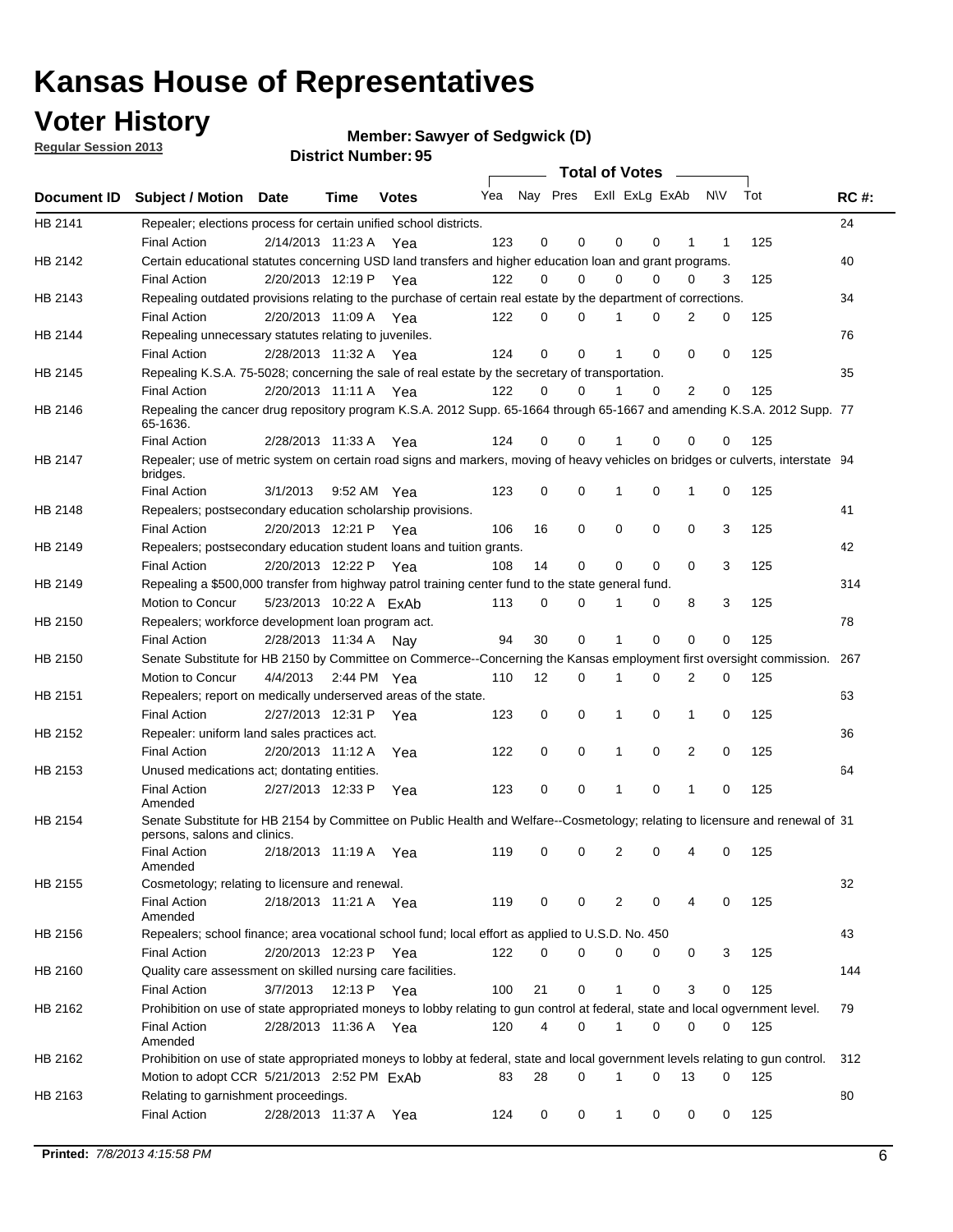# Kansas House of Representatives

## Voter History

**Regular Session 2013**

**Member: Sawyer of Sedgwick (D)**

**District Number: 95**

| Document ID | Subject / Motion | Date | Time | Votes | Yea | Nay | Pres | ExII | ExLg | ExAb | N\V | Tot | RC #: |
|---|---|---|---|---|---|---|---|---|---|---|---|---|---|
| HB 2141 | Repealer; elections process for certain unified school districts. | | | | | | | | | | | | 24 |
| | Final Action | 2/14/2013 | 11:23 A | Yea | 123 | 0 | 0 | 0 | 0 | 1 | 1 | 125 | |
| HB 2142 | Certain educational statutes concerning USD land transfers and higher education loan and grant programs. | | | | | | | | | | | | 40 |
| | Final Action | 2/20/2013 | 12:19 P | Yea | 122 | 0 | 0 | 0 | 0 | 0 | 3 | 125 | |
| HB 2143 | Repealing outdated provisions relating to the purchase of certain real estate by the department of corrections. | | | | | | | | | | | | 34 |
| | Final Action | 2/20/2013 | 11:09 A | Yea | 122 | 0 | 0 | 1 | 0 | 2 | 0 | 125 | |
| HB 2144 | Repealing unnecessary statutes relating to juveniles. | | | | | | | | | | | | 76 |
| | Final Action | 2/28/2013 | 11:32 A | Yea | 124 | 0 | 0 | 1 | 0 | 0 | 0 | 125 | |
| HB 2145 | Repealing K.S.A. 75-5028; concerning the sale of real estate by the secretary of transportation. | | | | | | | | | | | | 35 |
| | Final Action | 2/20/2013 | 11:11 A | Yea | 122 | 0 | 0 | 1 | 0 | 2 | 0 | 125 | |
| HB 2146 | Repealing the cancer drug repository program K.S.A. 2012 Supp. 65-1664 through 65-1667 and amending K.S.A. 2012 Supp. 65-1636. | | | | | | | | | | | | 77 |
| | Final Action | 2/28/2013 | 11:33 A | Yea | 124 | 0 | 0 | 1 | 0 | 0 | 0 | 125 | |
| HB 2147 | Repealer; use of metric system on certain road signs and markers, moving of heavy vehicles on bridges or culverts, interstate bridges. | | | | | | | | | | | | 94 |
| | Final Action | 3/1/2013 | 9:52 AM | Yea | 123 | 0 | 0 | 1 | 0 | 1 | 0 | 125 | |
| HB 2148 | Repealers; postsecondary education scholarship provisions. | | | | | | | | | | | | 41 |
| | Final Action | 2/20/2013 | 12:21 P | Yea | 106 | 16 | 0 | 0 | 0 | 0 | 3 | 125 | |
| HB 2149 | Repealers; postsecondary education student loans and tuition grants. | | | | | | | | | | | | 42 |
| | Final Action | 2/20/2013 | 12:22 P | Yea | 108 | 14 | 0 | 0 | 0 | 0 | 3 | 125 | |
| HB 2149 | Repealing a $500,000 transfer from highway patrol training center fund to the state general fund. | | | | | | | | | | | | 314 |
| | Motion to Concur | 5/23/2013 | 10:22 A | ExAb | 113 | 0 | 0 | 1 | 0 | 8 | 3 | 125 | |
| HB 2150 | Repealers; workforce development loan program act. | | | | | | | | | | | | 78 |
| | Final Action | 2/28/2013 | 11:34 A | Nay | 94 | 30 | 0 | 1 | 0 | 0 | 0 | 125 | |
| HB 2150 | Senate Substitute for HB 2150 by Committee on Commerce--Concerning the Kansas employment first oversight commission. | | | | | | | | | | | | 267 |
| | Motion to Concur | 4/4/2013 | 2:44 PM | Yea | 110 | 12 | 0 | 1 | 0 | 2 | 0 | 125 | |
| HB 2151 | Repealers; report on medically underserved areas of the state. | | | | | | | | | | | | 63 |
| | Final Action | 2/27/2013 | 12:31 P | Yea | 123 | 0 | 0 | 1 | 0 | 1 | 0 | 125 | |
| HB 2152 | Repealer: uniform land sales practices act. | | | | | | | | | | | | 36 |
| | Final Action | 2/20/2013 | 11:12 A | Yea | 122 | 0 | 0 | 1 | 0 | 2 | 0 | 125 | |
| HB 2153 | Unused medications act; dontating entities. | | | | | | | | | | | | 64 |
| | Final Action Amended | 2/27/2013 | 12:33 P | Yea | 123 | 0 | 0 | 1 | 0 | 1 | 0 | 125 | |
| HB 2154 | Senate Substitute for HB 2154 by Committee on Public Health and Welfare--Cosmetology; relating to licensure and renewal of persons, salons and clinics. | | | | | | | | | | | | 31 |
| | Final Action Amended | 2/18/2013 | 11:19 A | Yea | 119 | 0 | 0 | 2 | 0 | 4 | 0 | 125 | |
| HB 2155 | Cosmetology; relating to licensure and renewal. | | | | | | | | | | | | 32 |
| | Final Action Amended | 2/18/2013 | 11:21 A | Yea | 119 | 0 | 0 | 2 | 0 | 4 | 0 | 125 | |
| HB 2156 | Repealers; school finance; area vocational school fund; local effort as applied to U.S.D. No. 450 | | | | | | | | | | | | 43 |
| | Final Action | 2/20/2013 | 12:23 P | Yea | 122 | 0 | 0 | 0 | 0 | 0 | 3 | 125 | |
| HB 2160 | Quality care assessment on skilled nursing care facilities. | | | | | | | | | | | | 144 |
| | Final Action | 3/7/2013 | 12:13 P | Yea | 100 | 21 | 0 | 1 | 0 | 3 | 0 | 125 | |
| HB 2162 | Prohibition on use of state appropriated moneys to lobby relating to gun control at federal, state and local ogvernment level. | | | | | | | | | | | | 79 |
| | Final Action Amended | 2/28/2013 | 11:36 A | Yea | 120 | 4 | 0 | 1 | 0 | 0 | 0 | 125 | |
| HB 2162 | Prohibition on use of state appropriated moneys to lobby at federal, state and local government levels relating to gun control. | | | | | | | | | | | | 312 |
| | Motion to adopt CCR | 5/21/2013 | 2:52 PM | ExAb | 83 | 28 | 0 | 1 | 0 | 13 | 0 | 125 | |
| HB 2163 | Relating to garnishment proceedings. | | | | | | | | | | | | 80 |
| | Final Action | 2/28/2013 | 11:37 A | Yea | 124 | 0 | 0 | 1 | 0 | 0 | 0 | 125 | |

**Printed:** *7/8/2013 4:15:58 PM*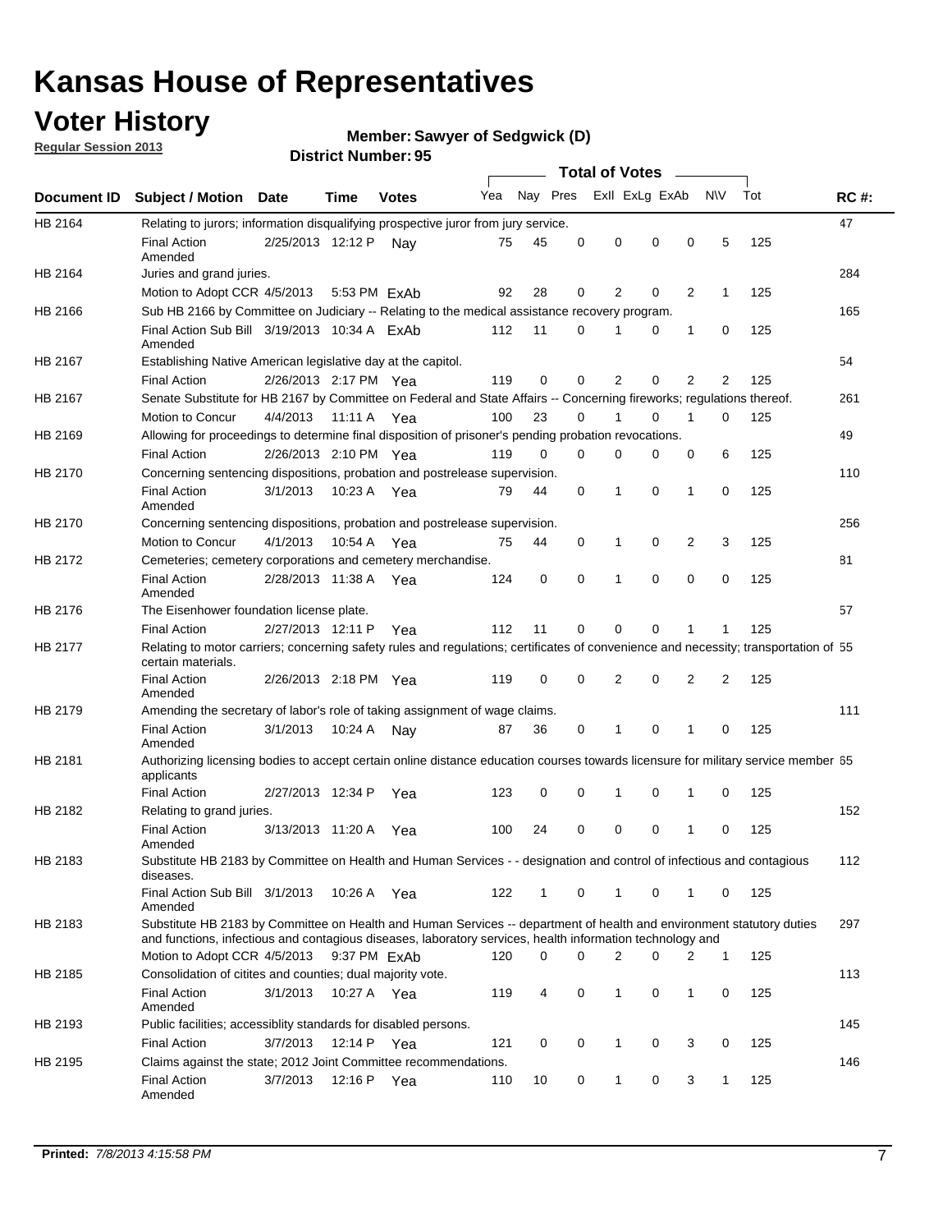# Kansas House of Representatives

## Voter History

**Regular Session 2013**

**Member: Sawyer of Sedgwick (D)**

**District Number: 95**

| Document ID | Subject / Motion | Date | Time | Votes | Yea | Nay | Pres | ExII | ExLg | ExAb | N\V | Tot | RC #: |
|---|---|---|---|---|---|---|---|---|---|---|---|---|---|
| HB 2164 | Relating to jurors; information disqualifying prospective juror from jury service. | | | | | | | | | | | | 47 |
| | Final Action Amended | 2/25/2013 | 12:12 P | Nay | 75 | 45 | 0 | 0 | 0 | 0 | 5 | 125 | |
| HB 2164 | Juries and grand juries. | | | | | | | | | | | | 284 |
| | Motion to Adopt CCR | 4/5/2013 | 5:53 PM | ExAb | 92 | 28 | 0 | 2 | 0 | 2 | 1 | 125 | |
| HB 2166 | Sub HB 2166 by Committee on Judiciary -- Relating to the medical assistance recovery program. | | | | | | | | | | | | 165 |
| | Final Action Sub Bill Amended | 3/19/2013 | 10:34 A | ExAb | 112 | 11 | 0 | 1 | 0 | 1 | 0 | 125 | |
| HB 2167 | Establishing Native American legislative day at the capitol. | | | | | | | | | | | | 54 |
| | Final Action | 2/26/2013 | 2:17 PM | Yea | 119 | 0 | 0 | 2 | 0 | 2 | 2 | 125 | |
| HB 2167 | Senate Substitute for HB 2167 by Committee on Federal and State Affairs -- Concerning fireworks; regulations thereof. | | | | | | | | | | | | 261 |
| | Motion to Concur | 4/4/2013 | 11:11 A | Yea | 100 | 23 | 0 | 1 | 0 | 1 | 0 | 125 | |
| HB 2169 | Allowing for proceedings to determine final disposition of prisoner's pending probation revocations. | | | | | | | | | | | | 49 |
| | Final Action | 2/26/2013 | 2:10 PM | Yea | 119 | 0 | 0 | 0 | 0 | 0 | 6 | 125 | |
| HB 2170 | Concerning sentencing dispositions, probation and postrelease supervision. | | | | | | | | | | | | 110 |
| | Final Action Amended | 3/1/2013 | 10:23 A | Yea | 79 | 44 | 0 | 1 | 0 | 1 | 0 | 125 | |
| HB 2170 | Concerning sentencing dispositions, probation and postrelease supervision. | | | | | | | | | | | | 256 |
| | Motion to Concur | 4/1/2013 | 10:54 A | Yea | 75 | 44 | 0 | 1 | 0 | 2 | 3 | 125 | |
| HB 2172 | Cemeteries; cemetery corporations and cemetery merchandise. | | | | | | | | | | | | 81 |
| | Final Action Amended | 2/28/2013 | 11:38 A | Yea | 124 | 0 | 0 | 1 | 0 | 0 | 0 | 125 | |
| HB 2176 | The Eisenhower foundation license plate. | | | | | | | | | | | | 57 |
| | Final Action | 2/27/2013 | 12:11 P | Yea | 112 | 11 | 0 | 0 | 0 | 1 | 1 | 125 | |
| HB 2177 | Relating to motor carriers; concerning safety rules and regulations; certificates of convenience and necessity; transportation of certain materials. | | | | | | | | | | | | 55 |
| | Final Action Amended | 2/26/2013 | 2:18 PM | Yea | 119 | 0 | 0 | 2 | 0 | 2 | 2 | 125 | |
| HB 2179 | Amending the secretary of labor's role of taking assignment of wage claims. | | | | | | | | | | | | 111 |
| | Final Action Amended | 3/1/2013 | 10:24 A | Nay | 87 | 36 | 0 | 1 | 0 | 1 | 0 | 125 | |
| HB 2181 | Authorizing licensing bodies to accept certain online distance education courses towards licensure for military service member applicants | | | | | | | | | | | | 65 |
| | Final Action | 2/27/2013 | 12:34 P | Yea | 123 | 0 | 0 | 1 | 0 | 1 | 0 | 125 | |
| HB 2182 | Relating to grand juries. | | | | | | | | | | | | 152 |
| | Final Action Amended | 3/13/2013 | 11:20 A | Yea | 100 | 24 | 0 | 0 | 0 | 1 | 0 | 125 | |
| HB 2183 | Substitute HB 2183 by Committee on Health and Human Services - - designation and control of infectious and contagious diseases. | | | | | | | | | | | | 112 |
| | Final Action Sub Bill Amended | 3/1/2013 | 10:26 A | Yea | 122 | 1 | 0 | 1 | 0 | 1 | 0 | 125 | |
| HB 2183 | Substitute HB 2183 by Committee on Health and Human Services -- department of health and environment statutory duties and functions, infectious and contagious diseases, laboratory services, health information technology and | | | | | | | | | | | | 297 |
| | Motion to Adopt CCR | 4/5/2013 | 9:37 PM | ExAb | 120 | 0 | 0 | 2 | 0 | 2 | 1 | 125 | |
| HB 2185 | Consolidation of citites and counties; dual majority vote. | | | | | | | | | | | | 113 |
| | Final Action Amended | 3/1/2013 | 10:27 A | Yea | 119 | 4 | 0 | 1 | 0 | 1 | 0 | 125 | |
| HB 2193 | Public facilities; accessiblity standards for disabled persons. | | | | | | | | | | | | 145 |
| | Final Action | 3/7/2013 | 12:14 P | Yea | 121 | 0 | 0 | 1 | 0 | 3 | 0 | 125 | |
| HB 2195 | Claims against the state; 2012 Joint Committee recommendations. | | | | | | | | | | | | 146 |
| | Final Action Amended | 3/7/2013 | 12:16 P | Yea | 110 | 10 | 0 | 1 | 0 | 3 | 1 | 125 | |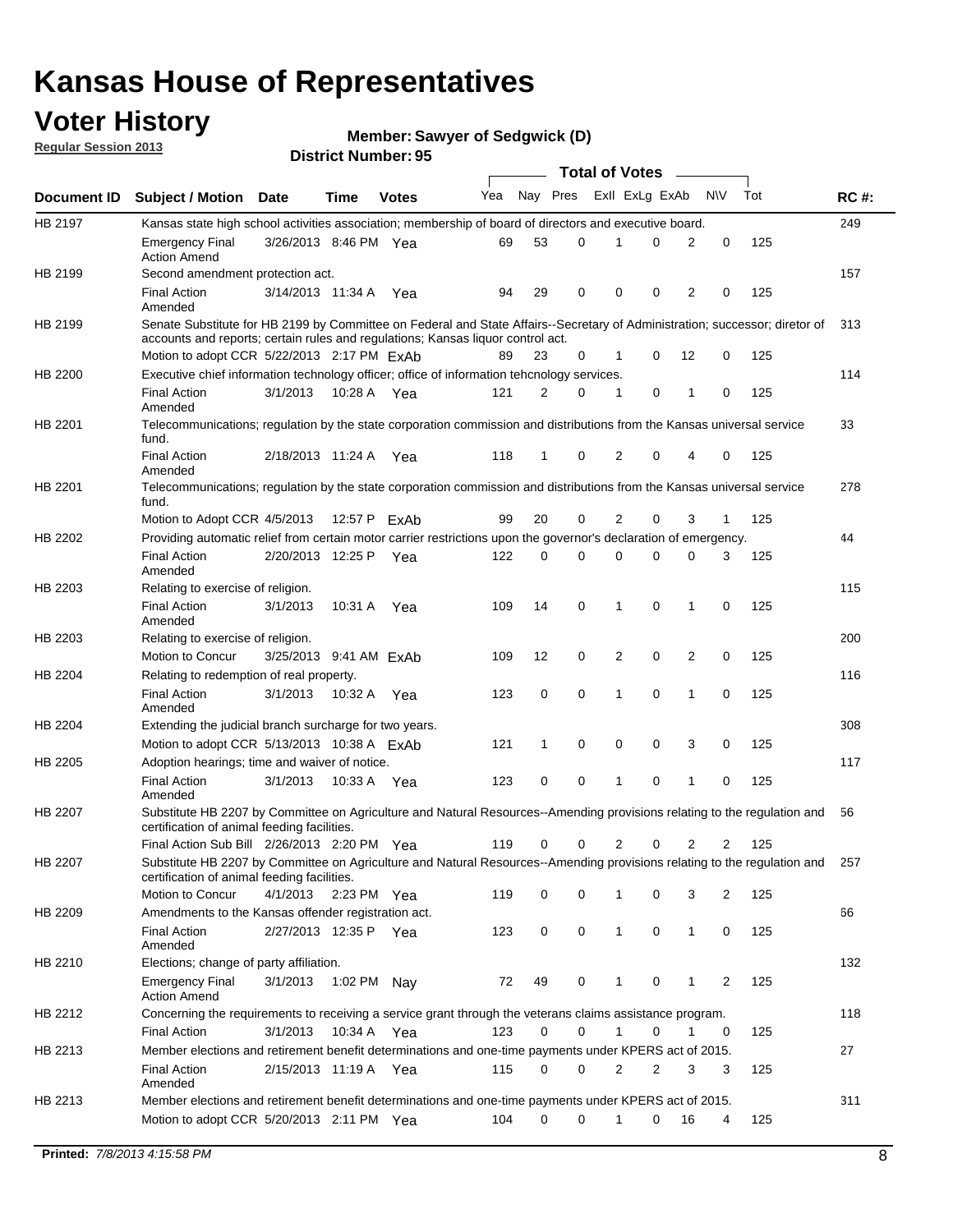# Kansas House of Representatives

## Voter History

**Regular Session 2013**

**Member: Sawyer of Sedgwick (D)**

**District Number: 95**

| Document ID | Subject / Motion | Date | Time | Votes | Yea | Nay | Pres | ExII | ExLg | ExAb | N\V | Tot | RC #: |
|---|---|---|---|---|---|---|---|---|---|---|---|---|---|
| HB 2197 | Kansas state high school activities association; membership of board of directors and executive board. | | | | | | | | | | | | 249 |
| | Emergency Final Action Amend | 3/26/2013 | 8:46 PM | Yea | 69 | 53 | 0 | 1 | 0 | 2 | 0 | 125 | |
| HB 2199 | Second amendment protection act. | | | | | | | | | | | | 157 |
| | Final Action Amended | 3/14/2013 | 11:34 A | Yea | 94 | 29 | 0 | 0 | 0 | 2 | 0 | 125 | |
| HB 2199 | Senate Substitute for HB 2199 by Committee on Federal and State Affairs--Secretary of Administration; successor; diretor of accounts and reports; certain rules and regulations; Kansas liquor control act. | | | | | | | | | | | | 313 |
| | Motion to adopt CCR | 5/22/2013 | 2:17 PM | ExAb | 89 | 23 | 0 | 1 | 0 | 12 | 0 | 125 | |
| HB 2200 | Executive chief information technology officer; office of information tehcnology services. | | | | | | | | | | | | 114 |
| | Final Action Amended | 3/1/2013 | 10:28 A | Yea | 121 | 2 | 0 | 1 | 0 | 1 | 0 | 125 | |
| HB 2201 | Telecommunications; regulation by the state corporation commission and distributions from the Kansas universal service fund. | | | | | | | | | | | | 33 |
| | Final Action Amended | 2/18/2013 | 11:24 A | Yea | 118 | 1 | 0 | 2 | 0 | 4 | 0 | 125 | |
| HB 2201 | Telecommunications; regulation by the state corporation commission and distributions from the Kansas universal service fund. | | | | | | | | | | | | 278 |
| | Motion to Adopt CCR | 4/5/2013 | 12:57 P | ExAb | 99 | 20 | 0 | 2 | 0 | 3 | 1 | 125 | |
| HB 2202 | Providing automatic relief from certain motor carrier restrictions upon the governor's declaration of emergency. | | | | | | | | | | | | 44 |
| | Final Action Amended | 2/20/2013 | 12:25 P | Yea | 122 | 0 | 0 | 0 | 0 | 0 | 3 | 125 | |
| HB 2203 | Relating to exercise of religion. | | | | | | | | | | | | 115 |
| | Final Action Amended | 3/1/2013 | 10:31 A | Yea | 109 | 14 | 0 | 1 | 0 | 1 | 0 | 125 | |
| HB 2203 | Relating to exercise of religion. | | | | | | | | | | | | 200 |
| | Motion to Concur | 3/25/2013 | 9:41 AM | ExAb | 109 | 12 | 0 | 2 | 0 | 2 | 0 | 125 | |
| HB 2204 | Relating to redemption of real property. | | | | | | | | | | | | 116 |
| | Final Action Amended | 3/1/2013 | 10:32 A | Yea | 123 | 0 | 0 | 1 | 0 | 1 | 0 | 125 | |
| HB 2204 | Extending the judicial branch surcharge for two years. | | | | | | | | | | | | 308 |
| | Motion to adopt CCR | 5/13/2013 | 10:38 A | ExAb | 121 | 1 | 0 | 0 | 0 | 3 | 0 | 125 | |
| HB 2205 | Adoption hearings; time and waiver of notice. | | | | | | | | | | | | 117 |
| | Final Action Amended | 3/1/2013 | 10:33 A | Yea | 123 | 0 | 0 | 1 | 0 | 1 | 0 | 125 | |
| HB 2207 | Substitute HB 2207 by Committee on Agriculture and Natural Resources--Amending provisions relating to the regulation and certification of animal feeding facilities. | | | | | | | | | | | | 56 |
| | Final Action Sub Bill | 2/26/2013 | 2:20 PM | Yea | 119 | 0 | 0 | 2 | 0 | 2 | 2 | 125 | |
| HB 2207 | Substitute HB 2207 by Committee on Agriculture and Natural Resources--Amending provisions relating to the regulation and certification of animal feeding facilities. | | | | | | | | | | | | 257 |
| | Motion to Concur | 4/1/2013 | 2:23 PM | Yea | 119 | 0 | 0 | 1 | 0 | 3 | 2 | 125 | |
| HB 2209 | Amendments to the Kansas offender registration act. | | | | | | | | | | | | 66 |
| | Final Action Amended | 2/27/2013 | 12:35 P | Yea | 123 | 0 | 0 | 1 | 0 | 1 | 0 | 125 | |
| HB 2210 | Elections; change of party affiliation. | | | | | | | | | | | | 132 |
| | Emergency Final Action Amend | 3/1/2013 | 1:02 PM | Nay | 72 | 49 | 0 | 1 | 0 | 1 | 2 | 125 | |
| HB 2212 | Concerning the requirements to receiving a service grant through the veterans claims assistance program. | | | | | | | | | | | | 118 |
| | Final Action | 3/1/2013 | 10:34 A | Yea | 123 | 0 | 0 | 1 | 0 | 1 | 0 | 125 | |
| HB 2213 | Member elections and retirement benefit determinations and one-time payments under KPERS act of 2015. | | | | | | | | | | | | 27 |
| | Final Action Amended | 2/15/2013 | 11:19 A | Yea | 115 | 0 | 0 | 2 | 2 | 3 | 3 | 125 | |
| HB 2213 | Member elections and retirement benefit determinations and one-time payments under KPERS act of 2015. | | | | | | | | | | | | 311 |
| | Motion to adopt CCR | 5/20/2013 | 2:11 PM | Yea | 104 | 0 | 0 | 1 | 0 | 16 | 4 | 125 | |

**Printed:** *7/8/2013 4:15:58 PM*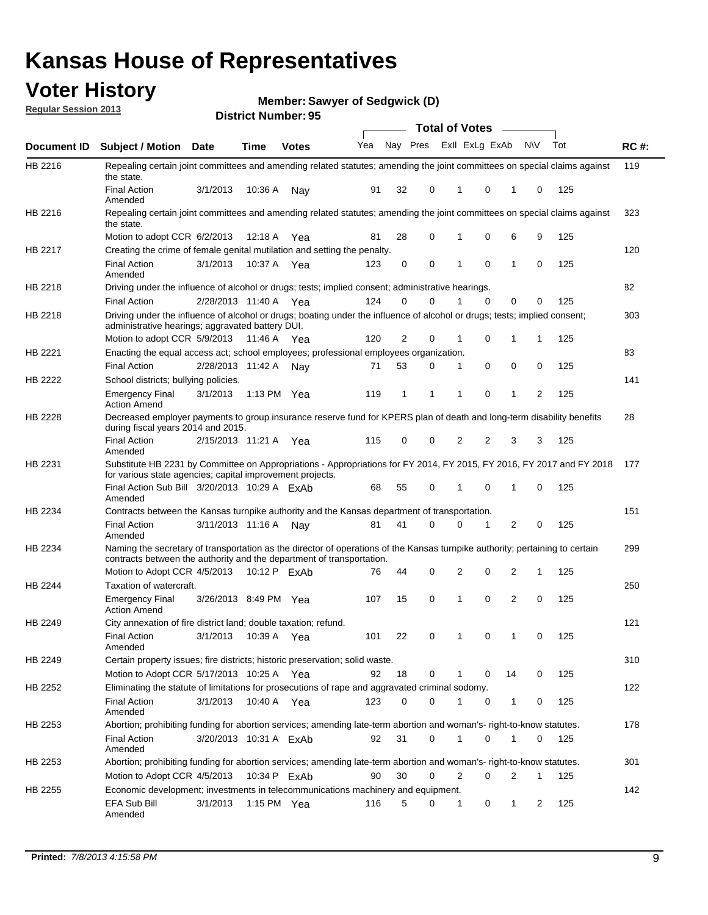# Kansas House of Representatives

## Voter History

**Regular Session 2013**

**Member: Sawyer of Sedgwick (D)**

**District Number: 95**

| Document ID | Subject / Motion | Date | Time | Votes | Yea | Nay | Pres | ExII | ExLg | ExAb | N\V | Tot | RC #: |
|---|---|---|---|---|---|---|---|---|---|---|---|---|---|
| HB 2216 | Repealing certain joint committees and amending related statutes; amending the joint committees on special claims against the state. | | | | | | | | | | | | 119 |
| | Final Action Amended | 3/1/2013 | 10:36 A | Nay | 91 | 32 | 0 | 1 | 0 | 1 | 0 | 125 | |
| HB 2216 | Repealing certain joint committees and amending related statutes; amending the joint committees on special claims against the state. | | | | | | | | | | | | 323 |
| | Motion to adopt CCR | 6/2/2013 | 12:18 A | Yea | 81 | 28 | 0 | 1 | 0 | 6 | 9 | 125 | |
| HB 2217 | Creating the crime of female genital mutilation and setting the penalty. | | | | | | | | | | | | 120 |
| | Final Action Amended | 3/1/2013 | 10:37 A | Yea | 123 | 0 | 0 | 1 | 0 | 1 | 0 | 125 | |
| HB 2218 | Driving under the influence of alcohol or drugs; tests; implied consent; administrative hearings. | | | | | | | | | | | | 82 |
| | Final Action | 2/28/2013 | 11:40 A | Yea | 124 | 0 | 0 | 1 | 0 | 0 | 0 | 125 | |
| HB 2218 | Driving under the influence of alcohol or drugs; boating under the influence of alcohol or drugs; tests; implied consent; administrative hearings; aggravated battery DUI. | | | | | | | | | | | | 303 |
| | Motion to adopt CCR | 5/9/2013 | 11:46 A | Yea | 120 | 2 | 0 | 1 | 0 | 1 | 1 | 125 | |
| HB 2221 | Enacting the equal access act; school employees; professional employees organization. | | | | | | | | | | | | 83 |
| | Final Action | 2/28/2013 | 11:42 A | Nay | 71 | 53 | 0 | 1 | 0 | 0 | 0 | 125 | |
| HB 2222 | School districts; bullying policies. | | | | | | | | | | | | 141 |
| | Emergency Final Action Amend | 3/1/2013 | 1:13 PM | Yea | 119 | 1 | 1 | 1 | 0 | 1 | 2 | 125 | |
| HB 2228 | Decreased employer payments to group insurance reserve fund for KPERS plan of death and long-term disability benefits during fiscal years 2014 and 2015. | | | | | | | | | | | | 28 |
| | Final Action Amended | 2/15/2013 | 11:21 A | Yea | 115 | 0 | 0 | 2 | 2 | 3 | 3 | 125 | |
| HB 2231 | Substitute HB 2231 by Committee on Appropriations - Appropriations for FY 2014, FY 2015, FY 2016, FY 2017 and FY 2018 for various state agencies; capital improvement projects. | | | | | | | | | | | | 177 |
| | Final Action Sub Bill Amended | 3/20/2013 | 10:29 A | ExAb | 68 | 55 | 0 | 1 | 0 | 1 | 0 | 125 | |
| HB 2234 | Contracts between the Kansas turnpike authority and the Kansas department of transportation. | | | | | | | | | | | | 151 |
| | Final Action Amended | 3/11/2013 | 11:16 A | Nay | 81 | 41 | 0 | 0 | 1 | 2 | 0 | 125 | |
| HB 2234 | Naming the secretary of transportation as the director of operations of the Kansas turnpike authority; pertaining to certain contracts between the authority and the department of transportation. | | | | | | | | | | | | 299 |
| | Motion to Adopt CCR | 4/5/2013 | 10:12 P | ExAb | 76 | 44 | 0 | 2 | 0 | 2 | 1 | 125 | |
| HB 2244 | Taxation of watercraft. | | | | | | | | | | | | 250 |
| | Emergency Final Action Amend | 3/26/2013 | 8:49 PM | Yea | 107 | 15 | 0 | 1 | 0 | 2 | 0 | 125 | |
| HB 2249 | City annexation of fire district land; double taxation; refund. | | | | | | | | | | | | 121 |
| | Final Action Amended | 3/1/2013 | 10:39 A | Yea | 101 | 22 | 0 | 1 | 0 | 1 | 0 | 125 | |
| HB 2249 | Certain property issues; fire districts; historic preservation; solid waste. | | | | | | | | | | | | 310 |
| | Motion to Adopt CCR | 5/17/2013 | 10:25 A | Yea | 92 | 18 | 0 | 1 | 0 | 14 | 0 | 125 | |
| HB 2252 | Eliminating the statute of limitations for prosecutions of rape and aggravated criminal sodomy. | | | | | | | | | | | | 122 |
| | Final Action Amended | 3/1/2013 | 10:40 A | Yea | 123 | 0 | 0 | 1 | 0 | 1 | 0 | 125 | |
| HB 2253 | Abortion; prohibiting funding for abortion services; amending late-term abortion and woman's- right-to-know statutes. | | | | | | | | | | | | 178 |
| | Final Action Amended | 3/20/2013 | 10:31 A | ExAb | 92 | 31 | 0 | 1 | 0 | 1 | 0 | 125 | |
| HB 2253 | Abortion; prohibiting funding for abortion services; amending late-term abortion and woman's- right-to-know statutes. | | | | | | | | | | | | 301 |
| | Motion to Adopt CCR | 4/5/2013 | 10:34 P | ExAb | 90 | 30 | 0 | 2 | 0 | 2 | 1 | 125 | |
| HB 2255 | Economic development; investments in telecommunications machinery and equipment. | | | | | | | | | | | | 142 |
| | EFA Sub Bill Amended | 3/1/2013 | 1:15 PM | Yea | 116 | 5 | 0 | 1 | 0 | 1 | 2 | 125 | |

**Printed:** *7/8/2013 4:15:58 PM*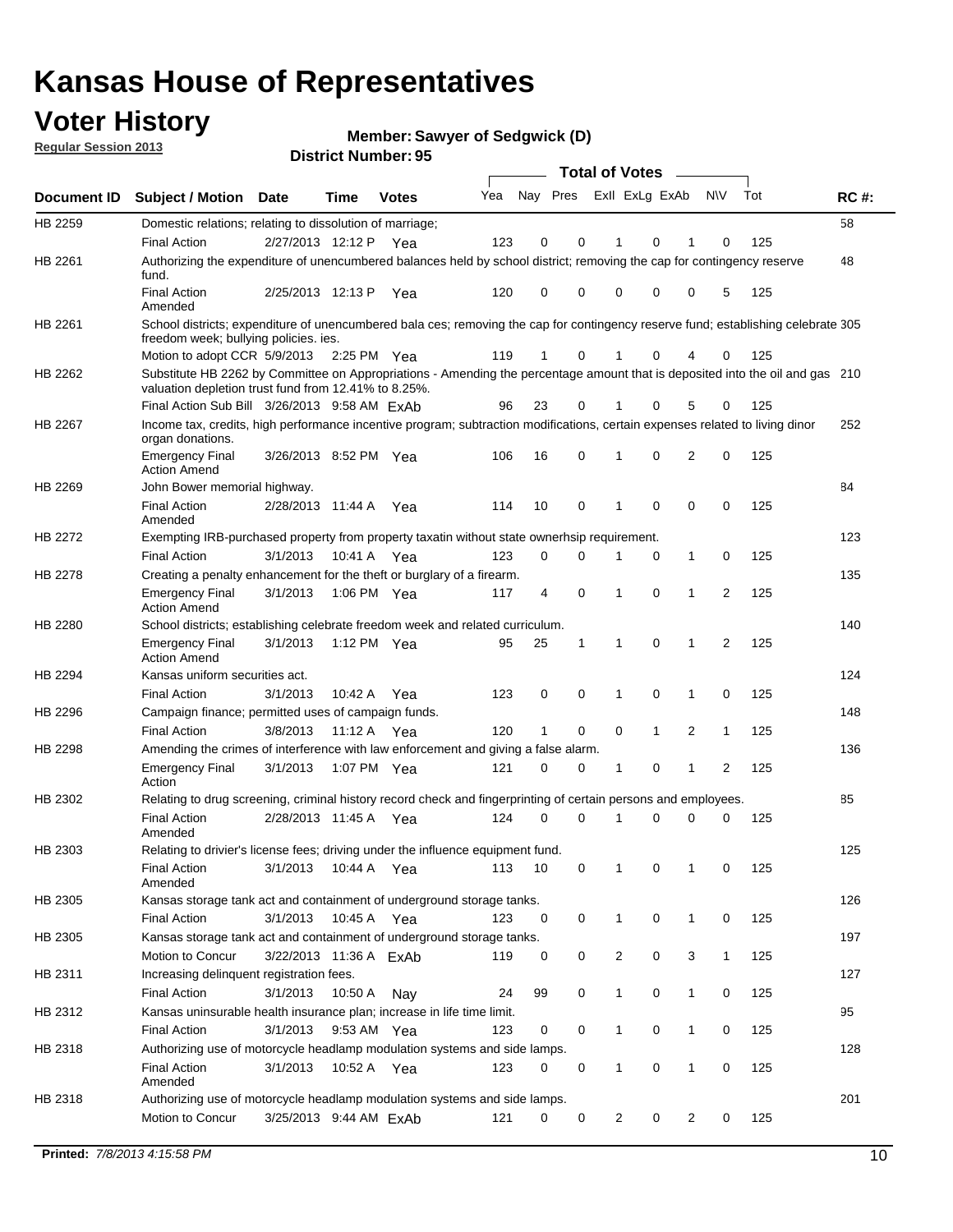# Kansas House of Representatives

## Voter History

**Regular Session 2013**

**Member: Sawyer of Sedgwick (D)**

**District Number: 95**

| Document ID | Subject / Motion | Date | Time | Votes | Yea | Nay | Pres | ExII | ExLg | ExAb | N\V | Tot | RC #: |
|---|---|---|---|---|---|---|---|---|---|---|---|---|---|
| HB 2259 | Domestic relations; relating to dissolution of marriage; | | | | | | | | | | | | 58 |
| | Final Action | 2/27/2013 | 12:12 P | Yea | 123 | 0 | 0 | 1 | 0 | 1 | 0 | 125 | |
| HB 2261 | Authorizing the expenditure of unencumbered balances held by school district; removing the cap for contingency reserve fund. | | | | | | | | | | | | 48 |
| | Final Action Amended | 2/25/2013 | 12:13 P | Yea | 120 | 0 | 0 | 0 | 0 | 0 | 5 | 125 | |
| HB 2261 | School districts; expenditure of unencumbered bala ces; removing the cap for contingency reserve fund; establishing celebrate freedom week; bullying policies. ies. | | | | | | | | | | | | 305 |
| | Motion to adopt CCR | 5/9/2013 | 2:25 PM | Yea | 119 | 1 | 0 | 1 | 0 | 4 | 0 | 125 | |
| HB 2262 | Substitute HB 2262 by Committee on Appropriations - Amending the percentage amount that is deposited into the oil and gas valuation depletion trust fund from 12.41% to 8.25%. | | | | | | | | | | | | 210 |
| | Final Action Sub Bill | 3/26/2013 | 9:58 AM | ExAb | 96 | 23 | 0 | 1 | 0 | 5 | 0 | 125 | |
| HB 2267 | Income tax, credits, high performance incentive program; subtraction modifications, certain expenses related to living dinor organ donations. | | | | | | | | | | | | 252 |
| | Emergency Final Action Amend | 3/26/2013 | 8:52 PM | Yea | 106 | 16 | 0 | 1 | 0 | 2 | 0 | 125 | |
| HB 2269 | John Bower memorial highway. | | | | | | | | | | | | 84 |
| | Final Action Amended | 2/28/2013 | 11:44 A | Yea | 114 | 10 | 0 | 1 | 0 | 0 | 0 | 125 | |
| HB 2272 | Exempting IRB-purchased property from property taxatin without state ownerhsip requirement. | | | | | | | | | | | | 123 |
| | Final Action | 3/1/2013 | 10:41 A | Yea | 123 | 0 | 0 | 1 | 0 | 1 | 0 | 125 | |
| HB 2278 | Creating a penalty enhancement for the theft or burglary of a firearm. | | | | | | | | | | | | 135 |
| | Emergency Final Action Amend | 3/1/2013 | 1:06 PM | Yea | 117 | 4 | 0 | 1 | 0 | 1 | 2 | 125 | |
| HB 2280 | School districts; establishing celebrate freedom week and related curriculum. | | | | | | | | | | | | 140 |
| | Emergency Final Action Amend | 3/1/2013 | 1:12 PM | Yea | 95 | 25 | 1 | 1 | 0 | 1 | 2 | 125 | |
| HB 2294 | Kansas uniform securities act. | | | | | | | | | | | | 124 |
| | Final Action | 3/1/2013 | 10:42 A | Yea | 123 | 0 | 0 | 1 | 0 | 1 | 0 | 125 | |
| HB 2296 | Campaign finance; permitted uses of campaign funds. | | | | | | | | | | | | 148 |
| | Final Action | 3/8/2013 | 11:12 A | Yea | 120 | 1 | 0 | 0 | 1 | 2 | 1 | 125 | |
| HB 2298 | Amending the crimes of interference with law enforcement and giving a false alarm. | | | | | | | | | | | | 136 |
| | Emergency Final Action | 3/1/2013 | 1:07 PM | Yea | 121 | 0 | 0 | 1 | 0 | 1 | 2 | 125 | |
| HB 2302 | Relating to drug screening, criminal history record check and fingerprinting of certain persons and employees. | | | | | | | | | | | | 85 |
| | Final Action Amended | 2/28/2013 | 11:45 A | Yea | 124 | 0 | 0 | 1 | 0 | 0 | 0 | 125 | |
| HB 2303 | Relating to drivier's license fees; driving under the influence equipment fund. | | | | | | | | | | | | 125 |
| | Final Action Amended | 3/1/2013 | 10:44 A | Yea | 113 | 10 | 0 | 1 | 0 | 1 | 0 | 125 | |
| HB 2305 | Kansas storage tank act and containment of underground storage tanks. | | | | | | | | | | | | 126 |
| | Final Action | 3/1/2013 | 10:45 A | Yea | 123 | 0 | 0 | 1 | 0 | 1 | 0 | 125 | |
| HB 2305 | Kansas storage tank act and containment of underground storage tanks. | | | | | | | | | | | | 197 |
| | Motion to Concur | 3/22/2013 | 11:36 A | ExAb | 119 | 0 | 0 | 2 | 0 | 3 | 1 | 125 | |
| HB 2311 | Increasing delinquent registration fees. | | | | | | | | | | | | 127 |
| | Final Action | 3/1/2013 | 10:50 A | Nay | 24 | 99 | 0 | 1 | 0 | 1 | 0 | 125 | |
| HB 2312 | Kansas uninsurable health insurance plan; increase in life time limit. | | | | | | | | | | | | 95 |
| | Final Action | 3/1/2013 | 9:53 AM | Yea | 123 | 0 | 0 | 1 | 0 | 1 | 0 | 125 | |
| HB 2318 | Authorizing use of motorcycle headlamp modulation systems and side lamps. | | | | | | | | | | | | 128 |
| | Final Action Amended | 3/1/2013 | 10:52 A | Yea | 123 | 0 | 0 | 1 | 0 | 1 | 0 | 125 | |
| HB 2318 | Authorizing use of motorcycle headlamp modulation systems and side lamps. | | | | | | | | | | | | 201 |
| | Motion to Concur | 3/25/2013 | 9:44 AM | ExAb | 121 | 0 | 0 | 2 | 0 | 2 | 0 | 125 | |

**Printed:** *7/8/2013 4:15:58 PM*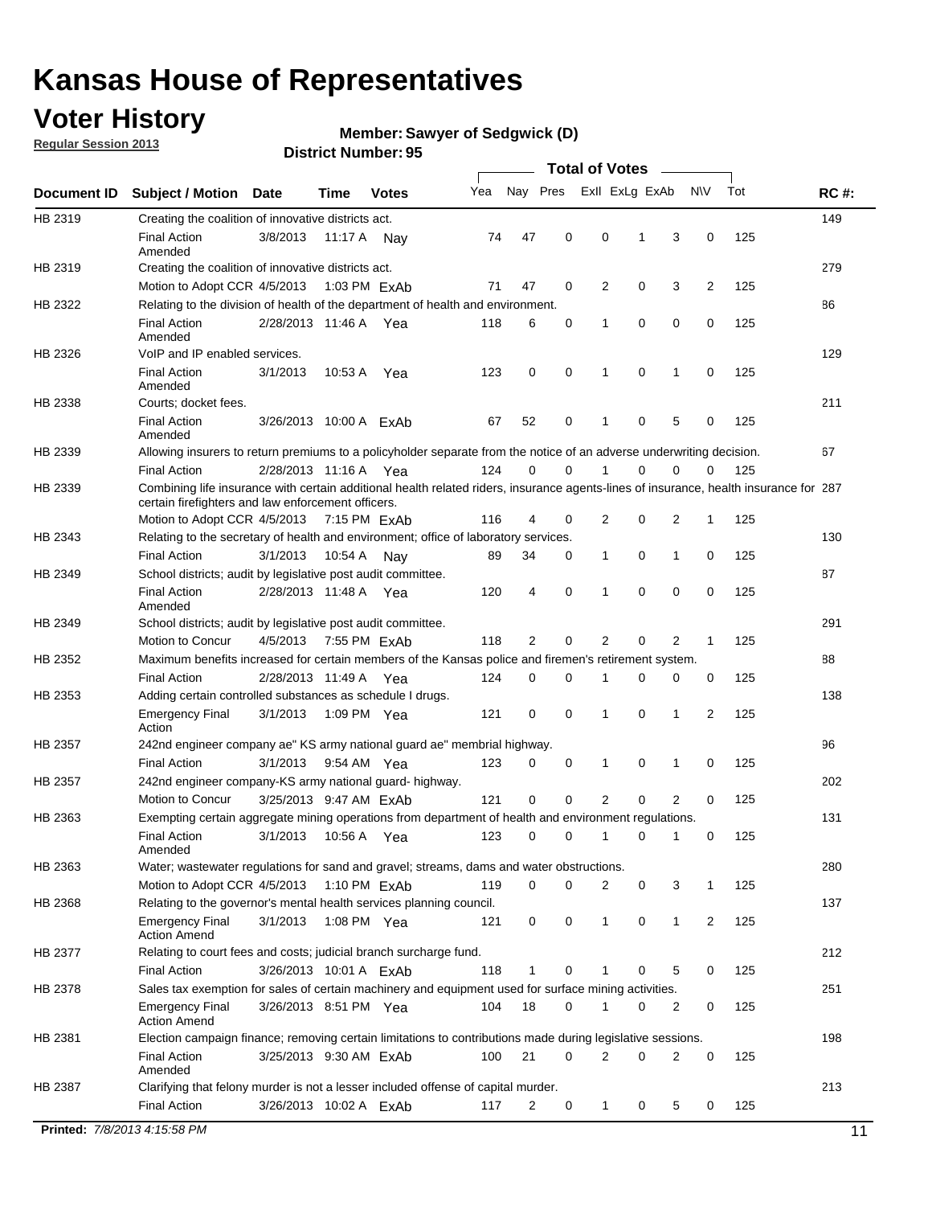# Kansas House of Representatives

## Voter History

**Regular Session 2013**

**Member: Sawyer of Sedgwick (D)**

**District Number: 95**

| Document ID | Subject / Motion | Date | Time | Votes | Yea | Nay | Pres | ExII | ExLg | ExAb | N\V | Tot | RC #: |
|---|---|---|---|---|---|---|---|---|---|---|---|---|---|
| HB 2319 | Creating the coalition of innovative districts act. | | | | | | | | | | | | 149 |
| | Final Action Amended | 3/8/2013 | 11:17 A | Nay | 74 | 47 | 0 | 0 | 1 | 3 | 0 | 125 | |
| HB 2319 | Creating the coalition of innovative districts act. | | | | | | | | | | | | 279 |
| | Motion to Adopt CCR | 4/5/2013 | 1:03 PM | ExAb | 71 | 47 | 0 | 2 | 0 | 3 | 2 | 125 | |
| HB 2322 | Relating to the division of health of the department of health and environment. | | | | | | | | | | | | 86 |
| | Final Action Amended | 2/28/2013 | 11:46 A | Yea | 118 | 6 | 0 | 1 | 0 | 0 | 0 | 125 | |
| HB 2326 | VoIP and IP enabled services. | | | | | | | | | | | | 129 |
| | Final Action Amended | 3/1/2013 | 10:53 A | Yea | 123 | 0 | 0 | 1 | 0 | 1 | 0 | 125 | |
| HB 2338 | Courts; docket fees. | | | | | | | | | | | | 211 |
| | Final Action Amended | 3/26/2013 | 10:00 A | ExAb | 67 | 52 | 0 | 1 | 0 | 5 | 0 | 125 | |
| HB 2339 | Allowing insurers to return premiums to a policyholder separate from the notice of an adverse underwriting decision. | | | | | | | | | | | | 67 |
| | Final Action | 2/28/2013 | 11:16 A | Yea | 124 | 0 | 0 | 1 | 0 | 0 | 0 | 125 | |
| HB 2339 | Combining life insurance with certain additional health related riders, insurance agents-lines of insurance, health insurance for certain firefighters and law enforcement officers. | | | | | | | | | | | | 287 |
| | Motion to Adopt CCR | 4/5/2013 | 7:15 PM | ExAb | 116 | 4 | 0 | 2 | 0 | 2 | 1 | 125 | |
| HB 2343 | Relating to the secretary of health and environment; office of laboratory services. | | | | | | | | | | | | 130 |
| | Final Action | 3/1/2013 | 10:54 A | Nay | 89 | 34 | 0 | 1 | 0 | 1 | 0 | 125 | |
| HB 2349 | School districts; audit by legislative post audit committee. | | | | | | | | | | | | 87 |
| | Final Action Amended | 2/28/2013 | 11:48 A | Yea | 120 | 4 | 0 | 1 | 0 | 0 | 0 | 125 | |
| HB 2349 | School districts; audit by legislative post audit committee. | | | | | | | | | | | | 291 |
| | Motion to Concur | 4/5/2013 | 7:55 PM | ExAb | 118 | 2 | 0 | 2 | 0 | 2 | 1 | 125 | |
| HB 2352 | Maximum benefits increased for certain members of the Kansas police and firemen's retirement system. | | | | | | | | | | | | 88 |
| | Final Action | 2/28/2013 | 11:49 A | Yea | 124 | 0 | 0 | 1 | 0 | 0 | 0 | 125 | |
| HB 2353 | Adding certain controlled substances as schedule I drugs. | | | | | | | | | | | | 138 |
| | Emergency Final Action | 3/1/2013 | 1:09 PM | Yea | 121 | 0 | 0 | 1 | 0 | 1 | 2 | 125 | |
| HB 2357 | 242nd engineer company ae" KS army national guard ae" membrial highway. | | | | | | | | | | | | 96 |
| | Final Action | 3/1/2013 | 9:54 AM | Yea | 123 | 0 | 0 | 1 | 0 | 1 | 0 | 125 | |
| HB 2357 | 242nd engineer company-KS army national guard- highway. | | | | | | | | | | | | 202 |
| | Motion to Concur | 3/25/2013 | 9:47 AM | ExAb | 121 | 0 | 0 | 2 | 0 | 2 | 0 | 125 | |
| HB 2363 | Exempting certain aggregate mining operations from department of health and environment regulations. | | | | | | | | | | | | 131 |
| | Final Action Amended | 3/1/2013 | 10:56 A | Yea | 123 | 0 | 0 | 1 | 0 | 1 | 0 | 125 | |
| HB 2363 | Water; wastewater regulations for sand and gravel; streams, dams and water obstructions. | | | | | | | | | | | | 280 |
| | Motion to Adopt CCR | 4/5/2013 | 1:10 PM | ExAb | 119 | 0 | 0 | 2 | 0 | 3 | 1 | 125 | |
| HB 2368 | Relating to the governor's mental health services planning council. | | | | | | | | | | | | 137 |
| | Emergency Final Action Amend | 3/1/2013 | 1:08 PM | Yea | 121 | 0 | 0 | 1 | 0 | 1 | 2 | 125 | |
| HB 2377 | Relating to court fees and costs; judicial branch surcharge fund. | | | | | | | | | | | | 212 |
| | Final Action | 3/26/2013 | 10:01 A | ExAb | 118 | 1 | 0 | 1 | 0 | 5 | 0 | 125 | |
| HB 2378 | Sales tax exemption for sales of certain machinery and equipment used for surface mining activities. | | | | | | | | | | | | 251 |
| | Emergency Final Action Amend | 3/26/2013 | 8:51 PM | Yea | 104 | 18 | 0 | 1 | 0 | 2 | 0 | 125 | |
| HB 2381 | Election campaign finance; removing certain limitations to contributions made during legislative sessions. | | | | | | | | | | | | 198 |
| | Final Action Amended | 3/25/2013 | 9:30 AM | ExAb | 100 | 21 | 0 | 2 | 0 | 2 | 0 | 125 | |
| HB 2387 | Clarifying that felony murder is not a lesser included offense of capital murder. | | | | | | | | | | | | 213 |
| | Final Action | 3/26/2013 | 10:02 A | ExAb | 117 | 2 | 0 | 1 | 0 | 5 | 0 | 125 | |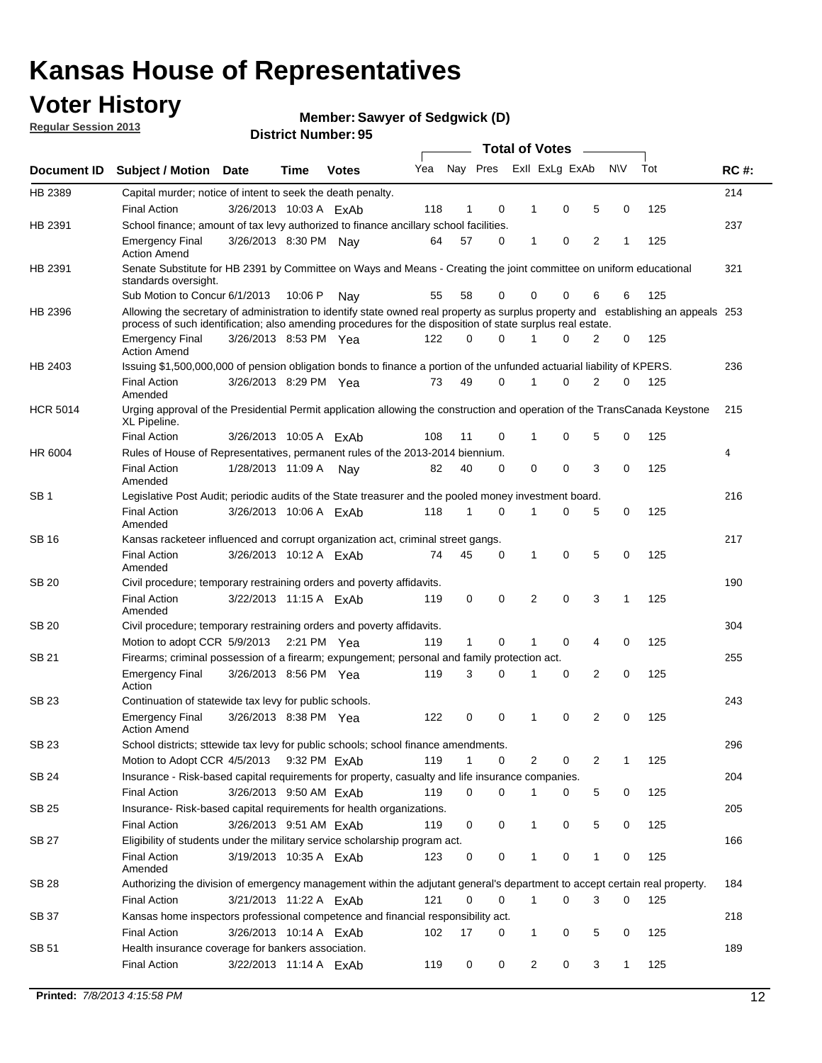# Kansas House of Representatives

## Voter History

**Regular Session 2013**

**Member: Sawyer of Sedgwick (D)**

**District Number: 95**

| Document ID | Subject / Motion | Date | Time | Votes | Yea | Nay | Pres | ExII | ExLg | ExAb | N\V | Tot | RC #: |
|---|---|---|---|---|---|---|---|---|---|---|---|---|---|
| HB 2389 | Capital murder; notice of intent to seek the death penalty. | | | | | | | | | | | | 214 |
| | Final Action | 3/26/2013 | 10:03 A | ExAb | 118 | 1 | 0 | 1 | 0 | 5 | 0 | 125 | |
| HB 2391 | School finance; amount of tax levy authorized to finance ancillary school facilities. | | | | | | | | | | | | 237 |
| | Emergency Final Action Amend | 3/26/2013 | 8:30 PM | Nay | 64 | 57 | 0 | 1 | 0 | 2 | 1 | 125 | |
| HB 2391 | Senate Substitute for HB 2391 by Committee on Ways and Means - Creating the joint committee on uniform educational standards oversight. | | | | | | | | | | | | 321 |
| | Sub Motion to Concur | 6/1/2013 | 10:06 P | Nay | 55 | 58 | 0 | 0 | 0 | 6 | 6 | 125 | |
| HB 2396 | Allowing the secretary of administration to identify state owned real property as surplus property and establishing an appeals process of such identification; also amending procedures for the disposition of state surplus real estate. | | | | | | | | | | | | 253 |
| | Emergency Final Action Amend | 3/26/2013 | 8:53 PM | Yea | 122 | 0 | 0 | 1 | 0 | 2 | 0 | 125 | |
| HB 2403 | Issuing $1,500,000,000 of pension obligation bonds to finance a portion of the unfunded actuarial liability of KPERS. | | | | | | | | | | | | 236 |
| | Final Action Amended | 3/26/2013 | 8:29 PM | Yea | 73 | 49 | 0 | 1 | 0 | 2 | 0 | 125 | |
| HCR 5014 | Urging approval of the Presidential Permit application allowing the construction and operation of the TransCanada Keystone XL Pipeline. | | | | | | | | | | | | 215 |
| | Final Action | 3/26/2013 | 10:05 A | ExAb | 108 | 11 | 0 | 1 | 0 | 5 | 0 | 125 | |
| HR 6004 | Rules of House of Representatives, permanent rules of the 2013-2014 biennium. | | | | | | | | | | | | 4 |
| | Final Action Amended | 1/28/2013 | 11:09 A | Nay | 82 | 40 | 0 | 0 | 0 | 3 | 0 | 125 | |
| SB 1 | Legislative Post Audit; periodic audits of the State treasurer and the pooled money investment board. | | | | | | | | | | | | 216 |
| | Final Action Amended | 3/26/2013 | 10:06 A | ExAb | 118 | 1 | 0 | 1 | 0 | 5 | 0 | 125 | |
| SB 16 | Kansas racketeer influenced and corrupt organization act, criminal street gangs. | | | | | | | | | | | | 217 |
| | Final Action Amended | 3/26/2013 | 10:12 A | ExAb | 74 | 45 | 0 | 1 | 0 | 5 | 0 | 125 | |
| SB 20 | Civil procedure; temporary restraining orders and poverty affidavits. | | | | | | | | | | | | 190 |
| | Final Action Amended | 3/22/2013 | 11:15 A | ExAb | 119 | 0 | 0 | 2 | 0 | 3 | 1 | 125 | |
| SB 20 | Civil procedure; temporary restraining orders and poverty affidavits. | | | | | | | | | | | | 304 |
| | Motion to adopt CCR | 5/9/2013 | 2:21 PM | Yea | 119 | 1 | 0 | 1 | 0 | 4 | 0 | 125 | |
| SB 21 | Firearms; criminal possession of a firearm; expungement; personal and family protection act. | | | | | | | | | | | | 255 |
| | Emergency Final Action | 3/26/2013 | 8:56 PM | Yea | 119 | 3 | 0 | 1 | 0 | 2 | 0 | 125 | |
| SB 23 | Continuation of statewide tax levy for public schools. | | | | | | | | | | | | 243 |
| | Emergency Final Action Amend | 3/26/2013 | 8:38 PM | Yea | 122 | 0 | 0 | 1 | 0 | 2 | 0 | 125 | |
| SB 23 | School districts; sttewide tax levy for public schools; school finance amendments. | | | | | | | | | | | | 296 |
| | Motion to Adopt CCR | 4/5/2013 | 9:32 PM | ExAb | 119 | 1 | 0 | 2 | 0 | 2 | 1 | 125 | |
| SB 24 | Insurance - Risk-based capital requirements for property, casualty and life insurance companies. | | | | | | | | | | | | 204 |
| | Final Action | 3/26/2013 | 9:50 AM | ExAb | 119 | 0 | 0 | 1 | 0 | 5 | 0 | 125 | |
| SB 25 | Insurance- Risk-based capital requirements for health organizations. | | | | | | | | | | | | 205 |
| | Final Action | 3/26/2013 | 9:51 AM | ExAb | 119 | 0 | 0 | 1 | 0 | 5 | 0 | 125 | |
| SB 27 | Eligibility of students under the military service scholarship program act. | | | | | | | | | | | | 166 |
| | Final Action Amended | 3/19/2013 | 10:35 A | ExAb | 123 | 0 | 0 | 1 | 0 | 1 | 0 | 125 | |
| SB 28 | Authorizing the division of emergency management within the adjutant general's department to accept certain real property. | | | | | | | | | | | | 184 |
| | Final Action | 3/21/2013 | 11:22 A | ExAb | 121 | 0 | 0 | 1 | 0 | 3 | 0 | 125 | |
| SB 37 | Kansas home inspectors professional competence and financial responsibility act. | | | | | | | | | | | | 218 |
| | Final Action | 3/26/2013 | 10:14 A | ExAb | 102 | 17 | 0 | 1 | 0 | 5 | 0 | 125 | |
| SB 51 | Health insurance coverage for bankers association. | | | | | | | | | | | | 189 |
| | Final Action | 3/22/2013 | 11:14 A | ExAb | 119 | 0 | 0 | 2 | 0 | 3 | 1 | 125 | |

**Printed:** *7/8/2013 4:15:58 PM*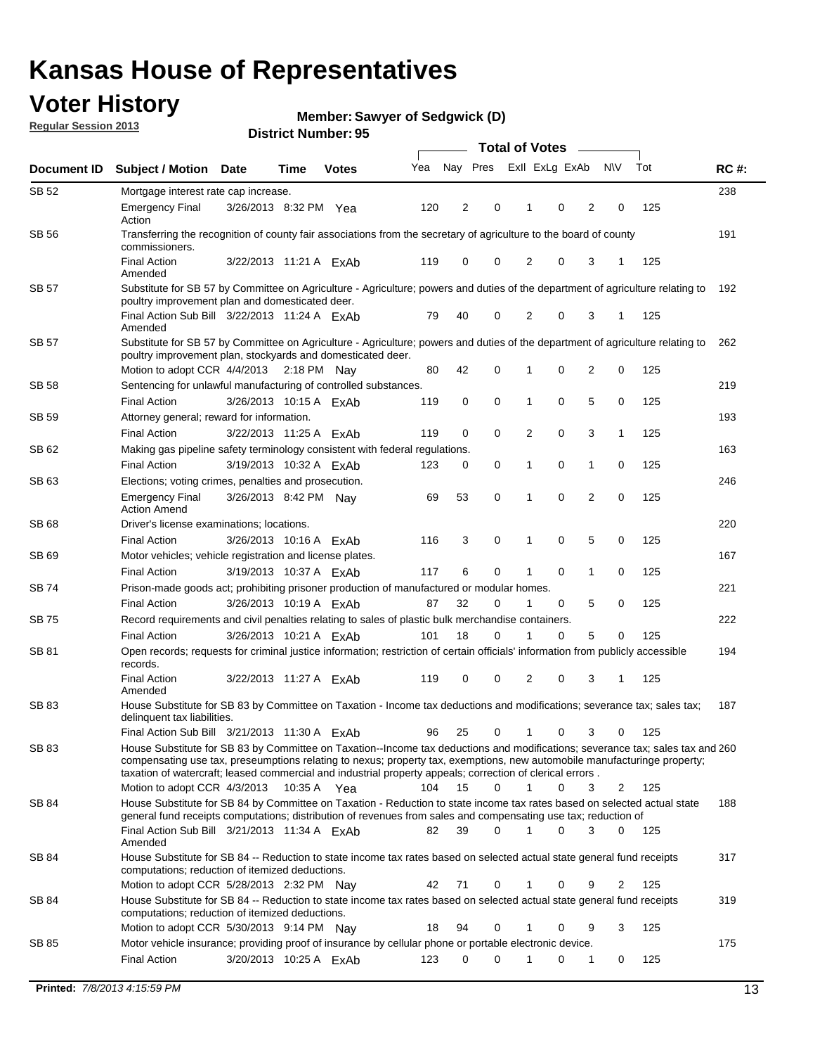# Kansas House of Representatives

## Voter History

**Regular Session 2013**

**Member: Sawyer of Sedgwick (D)**

**District Number: 95**

| Document ID | Subject / Motion | Date | Time | Votes | Yea | Nay | Pres | ExII | ExLg | ExAb | N\V | Tot | RC #: |
|---|---|---|---|---|---|---|---|---|---|---|---|---|---|
| SB 52 | Mortgage interest rate cap increase. | | | | | | | | | | | | 238 |
| | Emergency Final Action | 3/26/2013 | 8:32 PM | Yea | 120 | 2 | 0 | 1 | 0 | 2 | 0 | 125 | |
| SB 56 | Transferring the recognition of county fair associations from the secretary of agriculture to the board of county commissioners. | | | | | | | | | | | | 191 |
| | Final Action Amended | 3/22/2013 | 11:21 A | ExAb | 119 | 0 | 0 | 2 | 0 | 3 | 1 | 125 | |
| SB 57 | Substitute for SB 57 by Committee on Agriculture - Agriculture; powers and duties of the department of agriculture relating to poultry improvement plan and domesticated deer. | | | | | | | | | | | | 192 |
| | Final Action Sub Bill Amended | 3/22/2013 | 11:24 A | ExAb | 79 | 40 | 0 | 2 | 0 | 3 | 1 | 125 | |
| SB 57 | Substitute for SB 57 by Committee on Agriculture - Agriculture; powers and duties of the department of agriculture relating to poultry improvement plan, stockyards and domesticated deer. | | | | | | | | | | | | 262 |
| | Motion to adopt CCR | 4/4/2013 | 2:18 PM | Nay | 80 | 42 | 0 | 1 | 0 | 2 | 0 | 125 | |
| SB 58 | Sentencing for unlawful manufacturing of controlled substances. | | | | | | | | | | | | 219 |
| | Final Action | 3/26/2013 | 10:15 A | ExAb | 119 | 0 | 0 | 1 | 0 | 5 | 0 | 125 | |
| SB 59 | Attorney general; reward for information. | | | | | | | | | | | | 193 |
| | Final Action | 3/22/2013 | 11:25 A | ExAb | 119 | 0 | 0 | 2 | 0 | 3 | 1 | 125 | |
| SB 62 | Making gas pipeline safety terminology consistent with federal regulations. | | | | | | | | | | | | 163 |
| | Final Action | 3/19/2013 | 10:32 A | ExAb | 123 | 0 | 0 | 1 | 0 | 1 | 0 | 125 | |
| SB 63 | Elections; voting crimes, penalties and prosecution. | | | | | | | | | | | | 246 |
| | Emergency Final Action Amend | 3/26/2013 | 8:42 PM | Nay | 69 | 53 | 0 | 1 | 0 | 2 | 0 | 125 | |
| SB 68 | Driver's license examinations; locations. | | | | | | | | | | | | 220 |
| | Final Action | 3/26/2013 | 10:16 A | ExAb | 116 | 3 | 0 | 1 | 0 | 5 | 0 | 125 | |
| SB 69 | Motor vehicles; vehicle registration and license plates. | | | | | | | | | | | | 167 |
| | Final Action | 3/19/2013 | 10:37 A | ExAb | 117 | 6 | 0 | 1 | 0 | 1 | 0 | 125 | |
| SB 74 | Prison-made goods act; prohibiting prisoner production of manufactured or modular homes. | | | | | | | | | | | | 221 |
| | Final Action | 3/26/2013 | 10:19 A | ExAb | 87 | 32 | 0 | 1 | 0 | 5 | 0 | 125 | |
| SB 75 | Record requirements and civil penalties relating to sales of plastic bulk merchandise containers. | | | | | | | | | | | | 222 |
| | Final Action | 3/26/2013 | 10:21 A | ExAb | 101 | 18 | 0 | 1 | 0 | 5 | 0 | 125 | |
| SB 81 | Open records; requests for criminal justice information; restriction of certain officials' information from publicly accessible records. | | | | | | | | | | | | 194 |
| | Final Action Amended | 3/22/2013 | 11:27 A | ExAb | 119 | 0 | 0 | 2 | 0 | 3 | 1 | 125 | |
| SB 83 | House Substitute for SB 83 by Committee on Taxation - Income tax deductions and modifications; severance tax; sales tax; delinquent tax liabilities. | | | | | | | | | | | | 187 |
| | Final Action Sub Bill | 3/21/2013 | 11:30 A | ExAb | 96 | 25 | 0 | 1 | 0 | 3 | 0 | 125 | |
| SB 83 | House Substitute for SB 83 by Committee on Taxation--Income tax deductions and modifications; severance tax; sales tax and compensating use tax, preseumptions relating to nexus; property tax, exemptions, new automobile manufacturinge property; taxation of watercraft; leased commercial and industrial property appeals; correction of clerical errors . | | | | | | | | | | | | 260 |
| | Motion to adopt CCR | 4/3/2013 | 10:35 A | Yea | 104 | 15 | 0 | 1 | 0 | 3 | 2 | 125 | |
| SB 84 | House Substitute for SB 84 by Committee on Taxation - Reduction to state income tax rates based on selected actual state general fund receipts computations; distribution of revenues from sales and compensating use tax; reduction of | | | | | | | | | | | | 188 |
| | Final Action Sub Bill Amended | 3/21/2013 | 11:34 A | ExAb | 82 | 39 | 0 | 1 | 0 | 3 | 0 | 125 | |
| SB 84 | House Substitute for SB 84 -- Reduction to state income tax rates based on selected actual state general fund receipts computations; reduction of itemized deductions. | | | | | | | | | | | | 317 |
| | Motion to adopt CCR | 5/28/2013 | 2:32 PM | Nay | 42 | 71 | 0 | 1 | 0 | 9 | 2 | 125 | |
| SB 84 | House Substitute for SB 84 -- Reduction to state income tax rates based on selected actual state general fund receipts computations; reduction of itemized deductions. | | | | | | | | | | | | 319 |
| | Motion to adopt CCR | 5/30/2013 | 9:14 PM | Nay | 18 | 94 | 0 | 1 | 0 | 9 | 3 | 125 | |
| SB 85 | Motor vehicle insurance; providing proof of insurance by cellular phone or portable electronic device. | | | | | | | | | | | | 175 |
| | Final Action | 3/20/2013 | 10:25 A | ExAb | 123 | 0 | 0 | 1 | 0 | 1 | 0 | 125 | |

**Printed:** *7/8/2013 4:15:59 PM*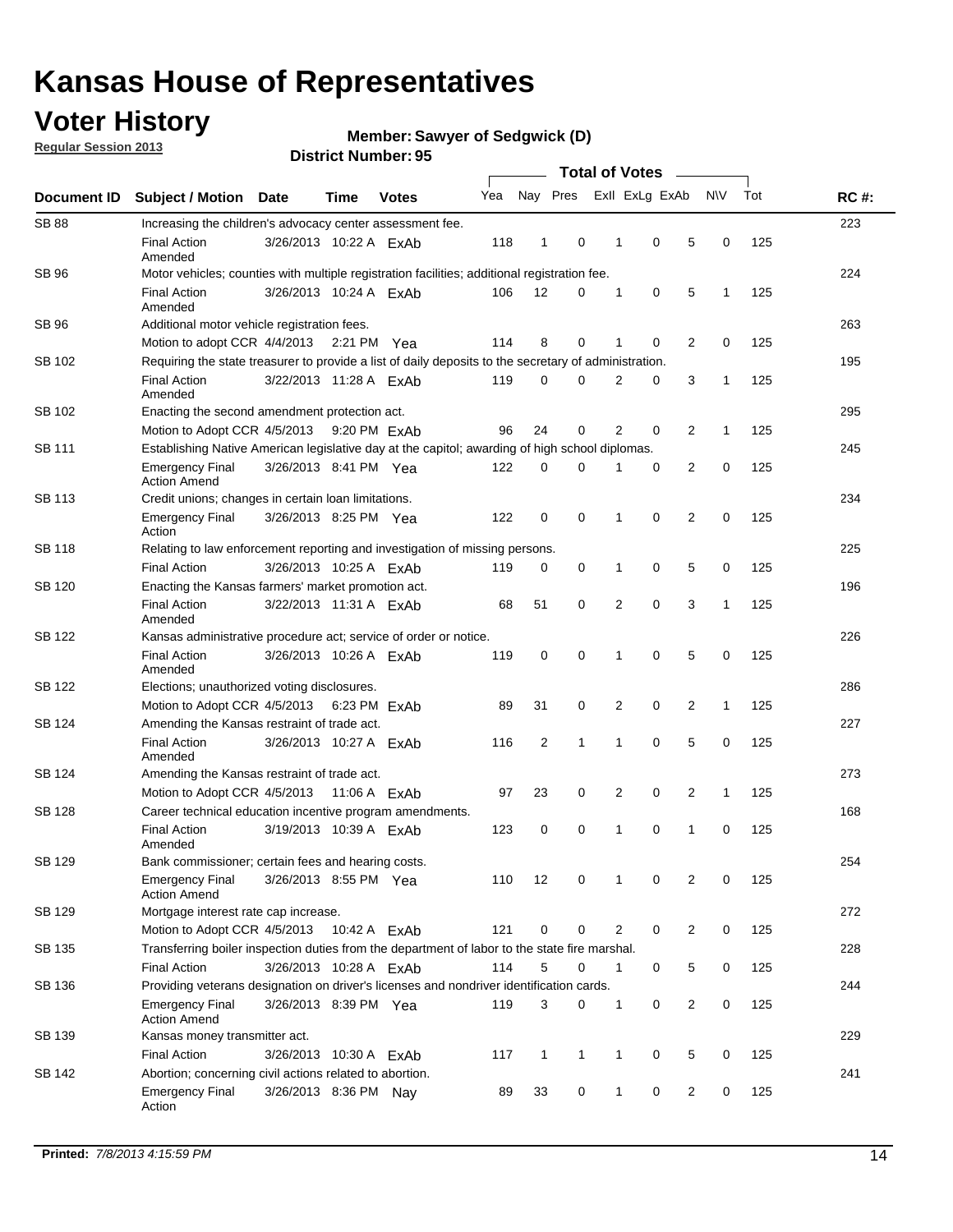# Kansas House of Representatives

## Voter History

**Regular Session 2013**

**Member: Sawyer of Sedgwick (D)**

**District Number: 95**

| Document ID | Subject / Motion | Date | Time | Votes | Yea | Nay | Pres | ExII | ExLg | ExAb | N\V | Tot | RC #: |
|---|---|---|---|---|---|---|---|---|---|---|---|---|---|
| SB 88 | Increasing the children's advocacy center assessment fee. | | | | | | | | | | | | 223 |
| | Final Action Amended | 3/26/2013 | 10:22 A | ExAb | 118 | 1 | 0 | 1 | 0 | 5 | 0 | 125 | |
| SB 96 | Motor vehicles; counties with multiple registration facilities; additional registration fee. | | | | | | | | | | | | 224 |
| | Final Action Amended | 3/26/2013 | 10:24 A | ExAb | 106 | 12 | 0 | 1 | 0 | 5 | 1 | 125 | |
| SB 96 | Additional motor vehicle registration fees. | | | | | | | | | | | | 263 |
| | Motion to adopt CCR | 4/4/2013 | 2:21 PM | Yea | 114 | 8 | 0 | 1 | 0 | 2 | 0 | 125 | |
| SB 102 | Requiring the state treasurer to provide a list of daily deposits to the secretary of administration. | | | | | | | | | | | | 195 |
| | Final Action Amended | 3/22/2013 | 11:28 A | ExAb | 119 | 0 | 0 | 2 | 0 | 3 | 1 | 125 | |
| SB 102 | Enacting the second amendment protection act. | | | | | | | | | | | | 295 |
| | Motion to Adopt CCR | 4/5/2013 | 9:20 PM | ExAb | 96 | 24 | 0 | 2 | 0 | 2 | 1 | 125 | |
| SB 111 | Establishing Native American legislative day at the capitol; awarding of high school diplomas. | | | | | | | | | | | | 245 |
| | Emergency Final Action Amend | 3/26/2013 | 8:41 PM | Yea | 122 | 0 | 0 | 1 | 0 | 2 | 0 | 125 | |
| SB 113 | Credit unions; changes in certain loan limitations. | | | | | | | | | | | | 234 |
| | Emergency Final Action | 3/26/2013 | 8:25 PM | Yea | 122 | 0 | 0 | 1 | 0 | 2 | 0 | 125 | |
| SB 118 | Relating to law enforcement reporting and investigation of missing persons. | | | | | | | | | | | | 225 |
| | Final Action | 3/26/2013 | 10:25 A | ExAb | 119 | 0 | 0 | 1 | 0 | 5 | 0 | 125 | |
| SB 120 | Enacting the Kansas farmers' market promotion act. | | | | | | | | | | | | 196 |
| | Final Action Amended | 3/22/2013 | 11:31 A | ExAb | 68 | 51 | 0 | 2 | 0 | 3 | 1 | 125 | |
| SB 122 | Kansas administrative procedure act; service of order or notice. | | | | | | | | | | | | 226 |
| | Final Action Amended | 3/26/2013 | 10:26 A | ExAb | 119 | 0 | 0 | 1 | 0 | 5 | 0 | 125 | |
| SB 122 | Elections; unauthorized voting disclosures. | | | | | | | | | | | | 286 |
| | Motion to Adopt CCR | 4/5/2013 | 6:23 PM | ExAb | 89 | 31 | 0 | 2 | 0 | 2 | 1 | 125 | |
| SB 124 | Amending the Kansas restraint of trade act. | | | | | | | | | | | | 227 |
| | Final Action Amended | 3/26/2013 | 10:27 A | ExAb | 116 | 2 | 1 | 1 | 0 | 5 | 0 | 125 | |
| SB 124 | Amending the Kansas restraint of trade act. | | | | | | | | | | | | 273 |
| | Motion to Adopt CCR | 4/5/2013 | 11:06 A | ExAb | 97 | 23 | 0 | 2 | 0 | 2 | 1 | 125 | |
| SB 128 | Career technical education incentive program amendments. | | | | | | | | | | | | 168 |
| | Final Action Amended | 3/19/2013 | 10:39 A | ExAb | 123 | 0 | 0 | 1 | 0 | 1 | 0 | 125 | |
| SB 129 | Bank commissioner; certain fees and hearing costs. | | | | | | | | | | | | 254 |
| | Emergency Final Action Amend | 3/26/2013 | 8:55 PM | Yea | 110 | 12 | 0 | 1 | 0 | 2 | 0 | 125 | |
| SB 129 | Mortgage interest rate cap increase. | | | | | | | | | | | | 272 |
| | Motion to Adopt CCR | 4/5/2013 | 10:42 A | ExAb | 121 | 0 | 0 | 2 | 0 | 2 | 0 | 125 | |
| SB 135 | Transferring boiler inspection duties from the department of labor to the state fire marshal. | | | | | | | | | | | | 228 |
| | Final Action | 3/26/2013 | 10:28 A | ExAb | 114 | 5 | 0 | 1 | 0 | 5 | 0 | 125 | |
| SB 136 | Providing veterans designation on driver's licenses and nondriver identification cards. | | | | | | | | | | | | 244 |
| | Emergency Final Action Amend | 3/26/2013 | 8:39 PM | Yea | 119 | 3 | 0 | 1 | 0 | 2 | 0 | 125 | |
| SB 139 | Kansas money transmitter act. | | | | | | | | | | | | 229 |
| | Final Action | 3/26/2013 | 10:30 A | ExAb | 117 | 1 | 1 | 1 | 0 | 5 | 0 | 125 | |
| SB 142 | Abortion; concerning civil actions related to abortion. | | | | | | | | | | | | 241 |
| | Emergency Final Action | 3/26/2013 | 8:36 PM | Nay | 89 | 33 | 0 | 1 | 0 | 2 | 0 | 125 | |

**Printed:** *7/8/2013 4:15:59 PM*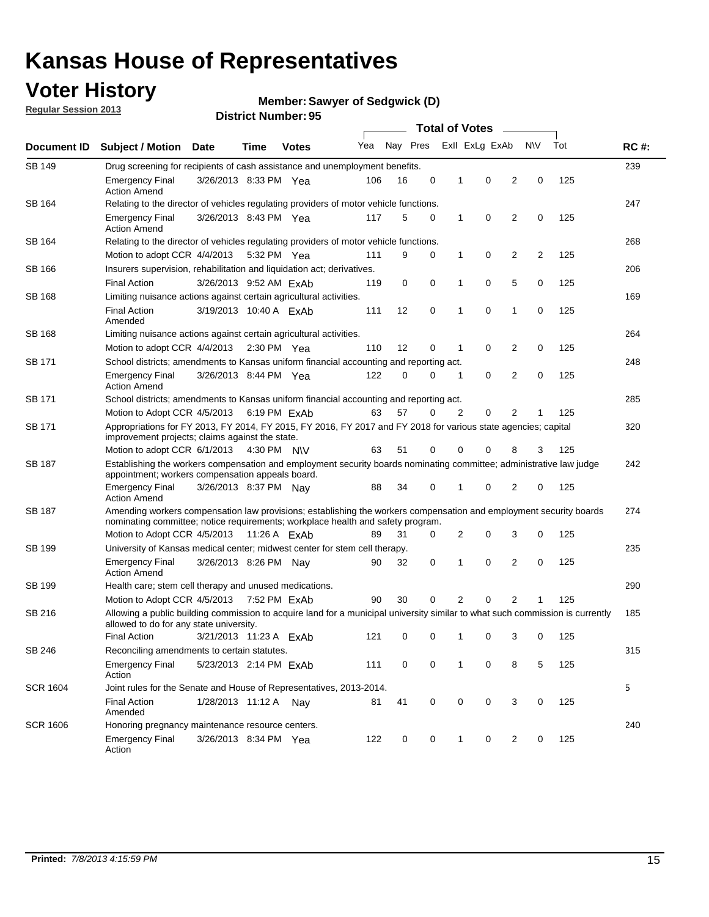# Kansas House of Representatives

## Voter History

**Regular Session 2013**

**Member: Sawyer of Sedgwick (D)**

**District Number: 95**

| Document ID | Subject / Motion | Date | Time | Votes | Yea | Nay | Pres | ExlI | ExLg | ExAb | N\V | Tot | RC #: |
|---|---|---|---|---|---|---|---|---|---|---|---|---|---|
| SB 149 | Drug screening for recipients of cash assistance and unemployment benefits. | | | | | | | | | | | | 239 |
| | Emergency Final Action Amend | 3/26/2013 | 8:33 PM | Yea | 106 | 16 | 0 | 1 | 0 | 2 | 0 | 125 | |
| SB 164 | Relating to the director of vehicles regulating providers of motor vehicle functions. | | | | | | | | | | | | 247 |
| | Emergency Final Action Amend | 3/26/2013 | 8:43 PM | Yea | 117 | 5 | 0 | 1 | 0 | 2 | 0 | 125 | |
| SB 164 | Relating to the director of vehicles regulating providers of motor vehicle functions. | | | | | | | | | | | | 268 |
| | Motion to adopt CCR | 4/4/2013 | 5:32 PM | Yea | 111 | 9 | 0 | 1 | 0 | 2 | 2 | 125 | |
| SB 166 | Insurers supervision, rehabilitation and liquidation act; derivatives. | | | | | | | | | | | | 206 |
| | Final Action | 3/26/2013 | 9:52 AM | ExAb | 119 | 0 | 0 | 1 | 0 | 5 | 0 | 125 | |
| SB 168 | Limiting nuisance actions against certain agricultural activities. | | | | | | | | | | | | 169 |
| | Final Action Amended | 3/19/2013 | 10:40 A | ExAb | 111 | 12 | 0 | 1 | 0 | 1 | 0 | 125 | |
| SB 168 | Limiting nuisance actions against certain agricultural activities. | | | | | | | | | | | | 264 |
| | Motion to adopt CCR | 4/4/2013 | 2:30 PM | Yea | 110 | 12 | 0 | 1 | 0 | 2 | 0 | 125 | |
| SB 171 | School districts; amendments to Kansas uniform financial accounting and reporting act. | | | | | | | | | | | | 248 |
| | Emergency Final Action Amend | 3/26/2013 | 8:44 PM | Yea | 122 | 0 | 0 | 1 | 0 | 2 | 0 | 125 | |
| SB 171 | School districts; amendments to Kansas uniform financial accounting and reporting act. | | | | | | | | | | | | 285 |
| | Motion to Adopt CCR | 4/5/2013 | 6:19 PM | ExAb | 63 | 57 | 0 | 2 | 0 | 2 | 1 | 125 | |
| SB 171 | Appropriations for FY 2013, FY 2014, FY 2015, FY 2016, FY 2017 and FY 2018 for various state agencies; capital improvement projects; claims against the state. | | | | | | | | | | | | 320 |
| | Motion to adopt CCR | 6/1/2013 | 4:30 PM | N\V | 63 | 51 | 0 | 0 | 0 | 8 | 3 | 125 | |
| SB 187 | Establishing the workers compensation and employment security boards nominating committee; administrative law judge appointment; workers compensation appeals board. | | | | | | | | | | | | 242 |
| | Emergency Final Action Amend | 3/26/2013 | 8:37 PM | Nay | 88 | 34 | 0 | 1 | 0 | 2 | 0 | 125 | |
| SB 187 | Amending workers compensation law provisions; establishing the workers compensation and employment security boards nominating committee; notice requirements; workplace health and safety program. | | | | | | | | | | | | 274 |
| | Motion to Adopt CCR | 4/5/2013 | 11:26 A | ExAb | 89 | 31 | 0 | 2 | 0 | 3 | 0 | 125 | |
| SB 199 | University of Kansas medical center; midwest center for stem cell therapy. | | | | | | | | | | | | 235 |
| | Emergency Final Action Amend | 3/26/2013 | 8:26 PM | Nay | 90 | 32 | 0 | 1 | 0 | 2 | 0 | 125 | |
| SB 199 | Health care; stem cell therapy and unused medications. | | | | | | | | | | | | 290 |
| | Motion to Adopt CCR | 4/5/2013 | 7:52 PM | ExAb | 90 | 30 | 0 | 2 | 0 | 2 | 1 | 125 | |
| SB 216 | Allowing a public building commission to acquire land for a municipal university similar to what such commission is currently allowed to do for any state university. | | | | | | | | | | | | 185 |
| | Final Action | 3/21/2013 | 11:23 A | ExAb | 121 | 0 | 0 | 1 | 0 | 3 | 0 | 125 | |
| SB 246 | Reconciling amendments to certain statutes. | | | | | | | | | | | | 315 |
| | Emergency Final Action | 5/23/2013 | 2:14 PM | ExAb | 111 | 0 | 0 | 1 | 0 | 8 | 5 | 125 | |
| SCR 1604 | Joint rules for the Senate and House of Representatives, 2013-2014. | | | | | | | | | | | | 5 |
| | Final Action Amended | 1/28/2013 | 11:12 A | Nay | 81 | 41 | 0 | 0 | 0 | 3 | 0 | 125 | |
| SCR 1606 | Honoring pregnancy maintenance resource centers. | | | | | | | | | | | | 240 |
| | Emergency Final Action | 3/26/2013 | 8:34 PM | Yea | 122 | 0 | 0 | 1 | 0 | 2 | 0 | 125 | |

**Printed:** *7/8/2013 4:15:59 PM*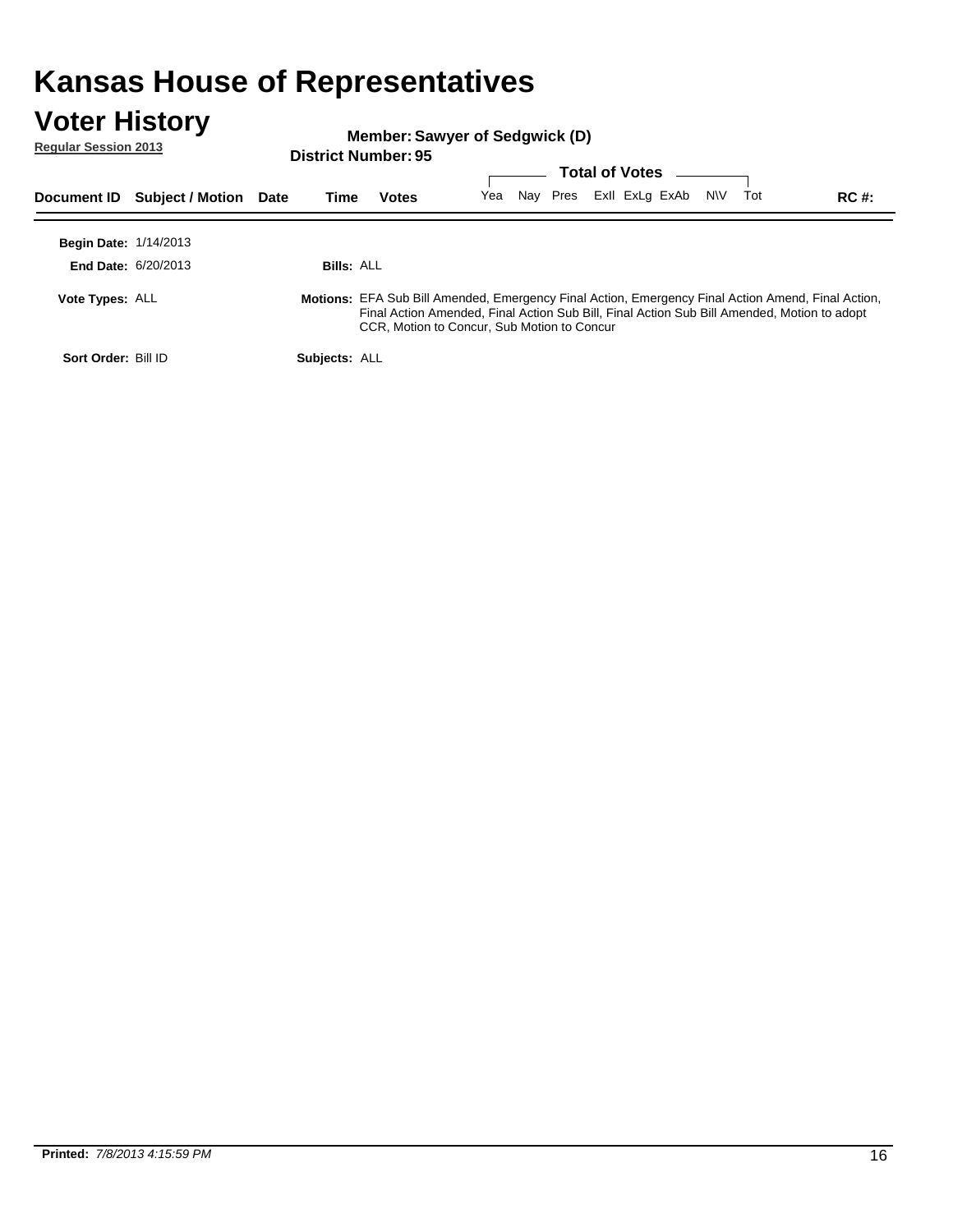# Kansas House of Representatives

## Voter History

**Regular Session 2013**

**Member:** Sawyer of Sedgwick (D)

**District Number:** 95

| Document ID | Subject / Motion | Date | Time | Votes | Yea | Nay | Pres | ExII | ExLg | ExAb | N\V | Tot | RC #: |
|---|---|---|---|---|---|---|---|---|---|---|---|---|---|

(Yea through Tot: Total of Votes)

**Begin Date:** 1/14/2013

**End Date:** 6/20/2013

**Bills:** ALL

**Vote Types:** ALL

**Motions:** EFA Sub Bill Amended, Emergency Final Action, Emergency Final Action Amend, Final Action, Final Action Amended, Final Action Sub Bill, Final Action Sub Bill Amended, Motion to adopt CCR, Motion to Concur, Sub Motion to Concur

**Sort Order:** Bill ID

**Subjects:** ALL

**Printed:** *7/8/2013 4:15:59 PM*